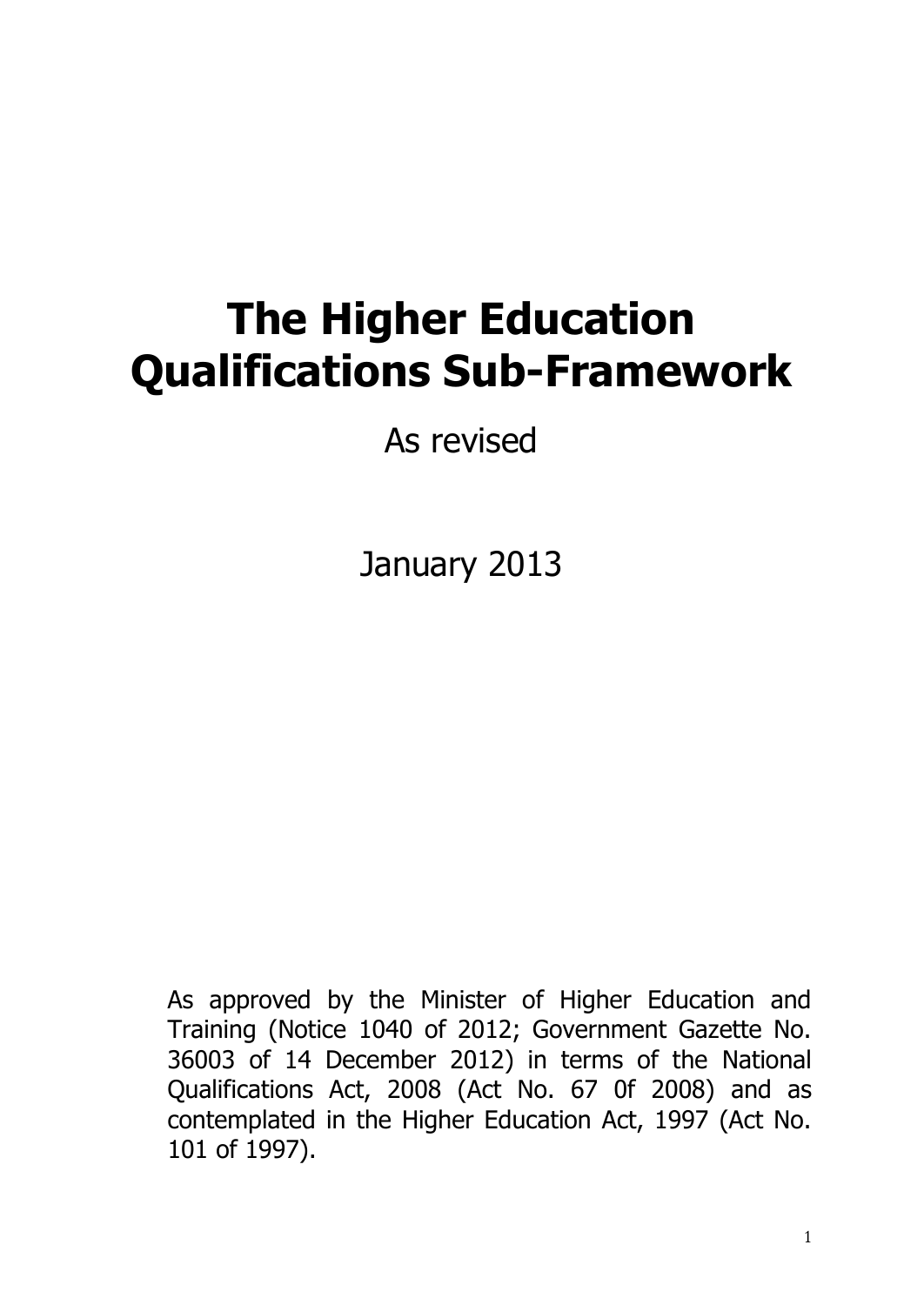# The Higher Education Qualifications Sub-Framework

As revised

January 2013

As approved by the Minister of Higher Education and Training (Notice 1040 of 2012; Government Gazette No. 36003 of 14 December 2012) in terms of the National Qualifications Act, 2008 (Act No. 67 0f 2008) and as contemplated in the Higher Education Act, 1997 (Act No. 101 of 1997).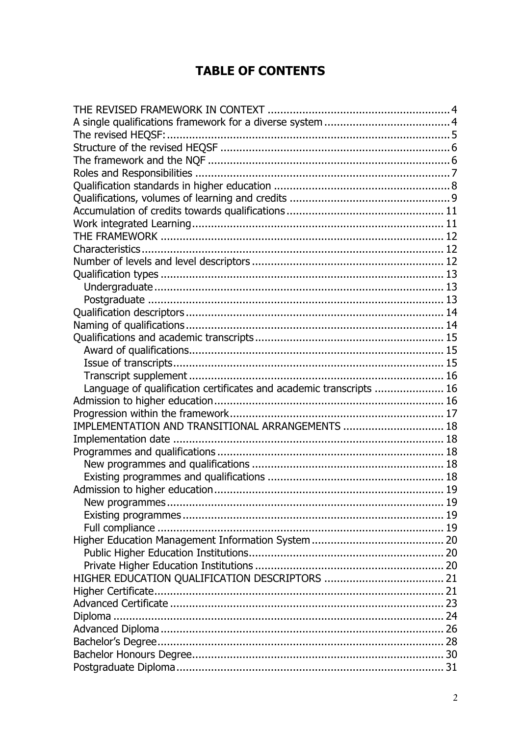# TABLE OF CONTENTS

- THE REVISED FRAMEWORK IN CONTEXT ........ 4
- A single qualifications framework for a diverse system ........ 4
- The revised HEQSF: ........ 5
- Structure of the revised HEQSF ........ 6
- The framework and the NQF ........ 6
- Roles and Responsibilities ........ 7
- Qualification standards in higher education ........ 8
- Qualifications, volumes of learning and credits ........ 9
- Accumulation of credits towards qualifications ........ 11
- Work integrated Learning ........ 11
- THE FRAMEWORK ........ 12
- Characteristics ........ 12
- Number of levels and level descriptors ........ 12
- Qualification types ........ 13
  - Undergraduate ........ 13
  - Postgraduate ........ 13
- Qualification descriptors ........ 14
- Naming of qualifications ........ 14
- Qualifications and academic transcripts ........ 15
  - Award of qualifications ........ 15
  - Issue of transcripts ........ 15
  - Transcript supplement ........ 16
  - Language of qualification certificates and academic transcripts ........ 16
- Admission to higher education ........ 16
- Progression within the framework ........ 17
- IMPLEMENTATION AND TRANSITIONAL ARRANGEMENTS ........ 18
- Implementation date ........ 18
- Programmes and qualifications ........ 18
  - New programmes and qualifications ........ 18
  - Existing programmes and qualifications ........ 18
- Admission to higher education ........ 19
  - New programmes ........ 19
  - Existing programmes ........ 19
  - Full compliance ........ 19
- Higher Education Management Information System ........ 20
  - Public Higher Education Institutions ........ 20
  - Private Higher Education Institutions ........ 20
- HIGHER EDUCATION QUALIFICATION DESCRIPTORS ........ 21
- Higher Certificate ........ 21
- Advanced Certificate ........ 23
- Diploma ........ 24
- Advanced Diploma ........ 26
- Bachelor's Degree ........ 28
- Bachelor Honours Degree ........ 30
- Postgraduate Diploma ........ 31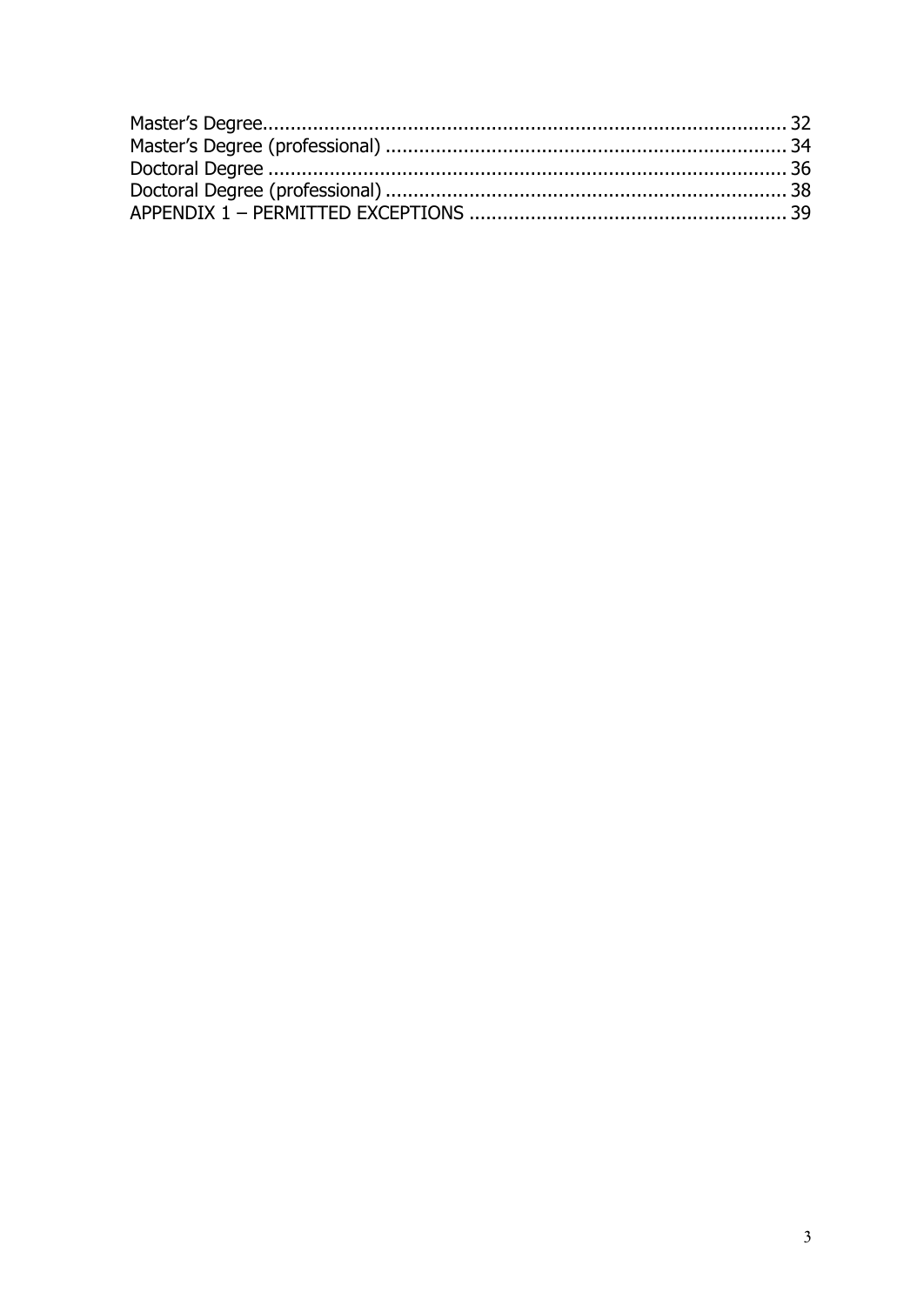Master's Degree.......................................................................................... 32
Master's Degree (professional) ...................................................................... 34
Doctoral Degree ......................................................................................... 36
Doctoral Degree (professional) ...................................................................... 38
APPENDIX 1 – PERMITTED EXCEPTIONS ........................................................ 39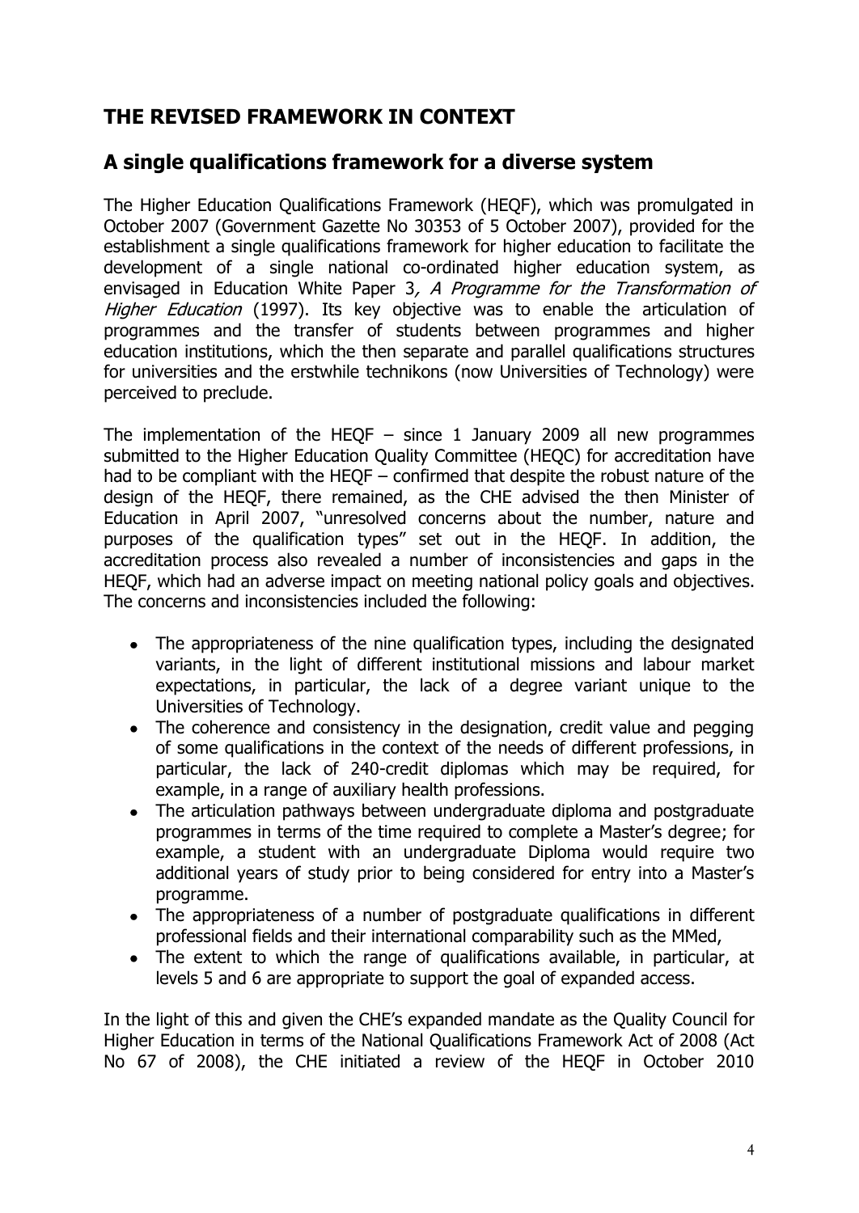# THE REVISED FRAMEWORK IN CONTEXT

## A single qualifications framework for a diverse system

The Higher Education Qualifications Framework (HEQF), which was promulgated in October 2007 (Government Gazette No 30353 of 5 October 2007), provided for the establishment a single qualifications framework for higher education to facilitate the development of a single national co-ordinated higher education system, as envisaged in Education White Paper 3*, A Programme for the Transformation of Higher Education* (1997). Its key objective was to enable the articulation of programmes and the transfer of students between programmes and higher education institutions, which the then separate and parallel qualifications structures for universities and the erstwhile technikons (now Universities of Technology) were perceived to preclude.

The implementation of the HEQF – since 1 January 2009 all new programmes submitted to the Higher Education Quality Committee (HEQC) for accreditation have had to be compliant with the HEQF – confirmed that despite the robust nature of the design of the HEQF, there remained, as the CHE advised the then Minister of Education in April 2007, "unresolved concerns about the number, nature and purposes of the qualification types" set out in the HEQF. In addition, the accreditation process also revealed a number of inconsistencies and gaps in the HEQF, which had an adverse impact on meeting national policy goals and objectives. The concerns and inconsistencies included the following:

- The appropriateness of the nine qualification types, including the designated variants, in the light of different institutional missions and labour market expectations, in particular, the lack of a degree variant unique to the Universities of Technology.
- The coherence and consistency in the designation, credit value and pegging of some qualifications in the context of the needs of different professions, in particular, the lack of 240-credit diplomas which may be required, for example, in a range of auxiliary health professions.
- The articulation pathways between undergraduate diploma and postgraduate programmes in terms of the time required to complete a Master's degree; for example, a student with an undergraduate Diploma would require two additional years of study prior to being considered for entry into a Master's programme.
- The appropriateness of a number of postgraduate qualifications in different professional fields and their international comparability such as the MMed,
- The extent to which the range of qualifications available, in particular, at levels 5 and 6 are appropriate to support the goal of expanded access.

In the light of this and given the CHE's expanded mandate as the Quality Council for Higher Education in terms of the National Qualifications Framework Act of 2008 (Act No 67 of 2008), the CHE initiated a review of the HEQF in October 2010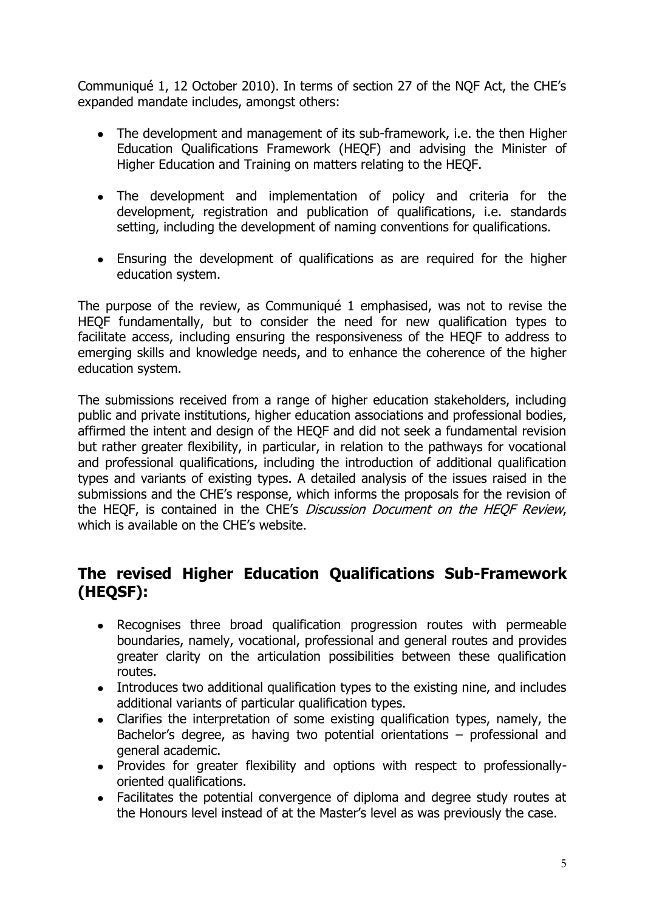Communiqué 1, 12 October 2010). In terms of section 27 of the NQF Act, the CHE's expanded mandate includes, amongst others:

- The development and management of its sub-framework, i.e. the then Higher Education Qualifications Framework (HEQF) and advising the Minister of Higher Education and Training on matters relating to the HEQF.

- The development and implementation of policy and criteria for the development, registration and publication of qualifications, i.e. standards setting, including the development of naming conventions for qualifications.

- Ensuring the development of qualifications as are required for the higher education system.

The purpose of the review, as Communiqué 1 emphasised, was not to revise the HEQF fundamentally, but to consider the need for new qualification types to facilitate access, including ensuring the responsiveness of the HEQF to address to emerging skills and knowledge needs, and to enhance the coherence of the higher education system.

The submissions received from a range of higher education stakeholders, including public and private institutions, higher education associations and professional bodies, affirmed the intent and design of the HEQF and did not seek a fundamental revision but rather greater flexibility, in particular, in relation to the pathways for vocational and professional qualifications, including the introduction of additional qualification types and variants of existing types. A detailed analysis of the issues raised in the submissions and the CHE's response, which informs the proposals for the revision of the HEQF, is contained in the CHE's *Discussion Document on the HEQF Review*, which is available on the CHE's website.

## The revised Higher Education Qualifications Sub-Framework (HEQSF):

- Recognises three broad qualification progression routes with permeable boundaries, namely, vocational, professional and general routes and provides greater clarity on the articulation possibilities between these qualification routes.
- Introduces two additional qualification types to the existing nine, and includes additional variants of particular qualification types.
- Clarifies the interpretation of some existing qualification types, namely, the Bachelor's degree, as having two potential orientations – professional and general academic.
- Provides for greater flexibility and options with respect to professionally-oriented qualifications.
- Facilitates the potential convergence of diploma and degree study routes at the Honours level instead of at the Master's level as was previously the case.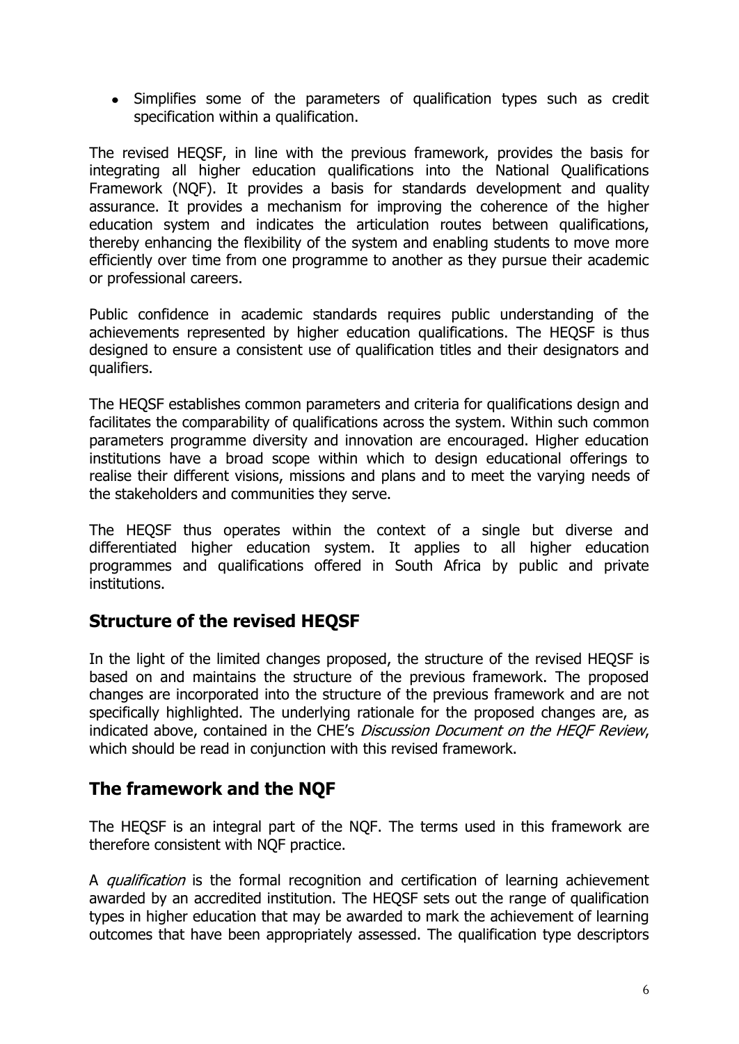- Simplifies some of the parameters of qualification types such as credit specification within a qualification.

The revised HEQSF, in line with the previous framework, provides the basis for integrating all higher education qualifications into the National Qualifications Framework (NQF). It provides a basis for standards development and quality assurance. It provides a mechanism for improving the coherence of the higher education system and indicates the articulation routes between qualifications, thereby enhancing the flexibility of the system and enabling students to move more efficiently over time from one programme to another as they pursue their academic or professional careers.

Public confidence in academic standards requires public understanding of the achievements represented by higher education qualifications. The HEQSF is thus designed to ensure a consistent use of qualification titles and their designators and qualifiers.

The HEQSF establishes common parameters and criteria for qualifications design and facilitates the comparability of qualifications across the system. Within such common parameters programme diversity and innovation are encouraged. Higher education institutions have a broad scope within which to design educational offerings to realise their different visions, missions and plans and to meet the varying needs of the stakeholders and communities they serve.

The HEQSF thus operates within the context of a single but diverse and differentiated higher education system. It applies to all higher education programmes and qualifications offered in South Africa by public and private institutions.

## Structure of the revised HEQSF

In the light of the limited changes proposed, the structure of the revised HEQSF is based on and maintains the structure of the previous framework. The proposed changes are incorporated into the structure of the previous framework and are not specifically highlighted. The underlying rationale for the proposed changes are, as indicated above, contained in the CHE's *Discussion Document on the HEQF Review*, which should be read in conjunction with this revised framework.

## The framework and the NQF

The HEQSF is an integral part of the NQF. The terms used in this framework are therefore consistent with NQF practice.

A *qualification* is the formal recognition and certification of learning achievement awarded by an accredited institution. The HEQSF sets out the range of qualification types in higher education that may be awarded to mark the achievement of learning outcomes that have been appropriately assessed. The qualification type descriptors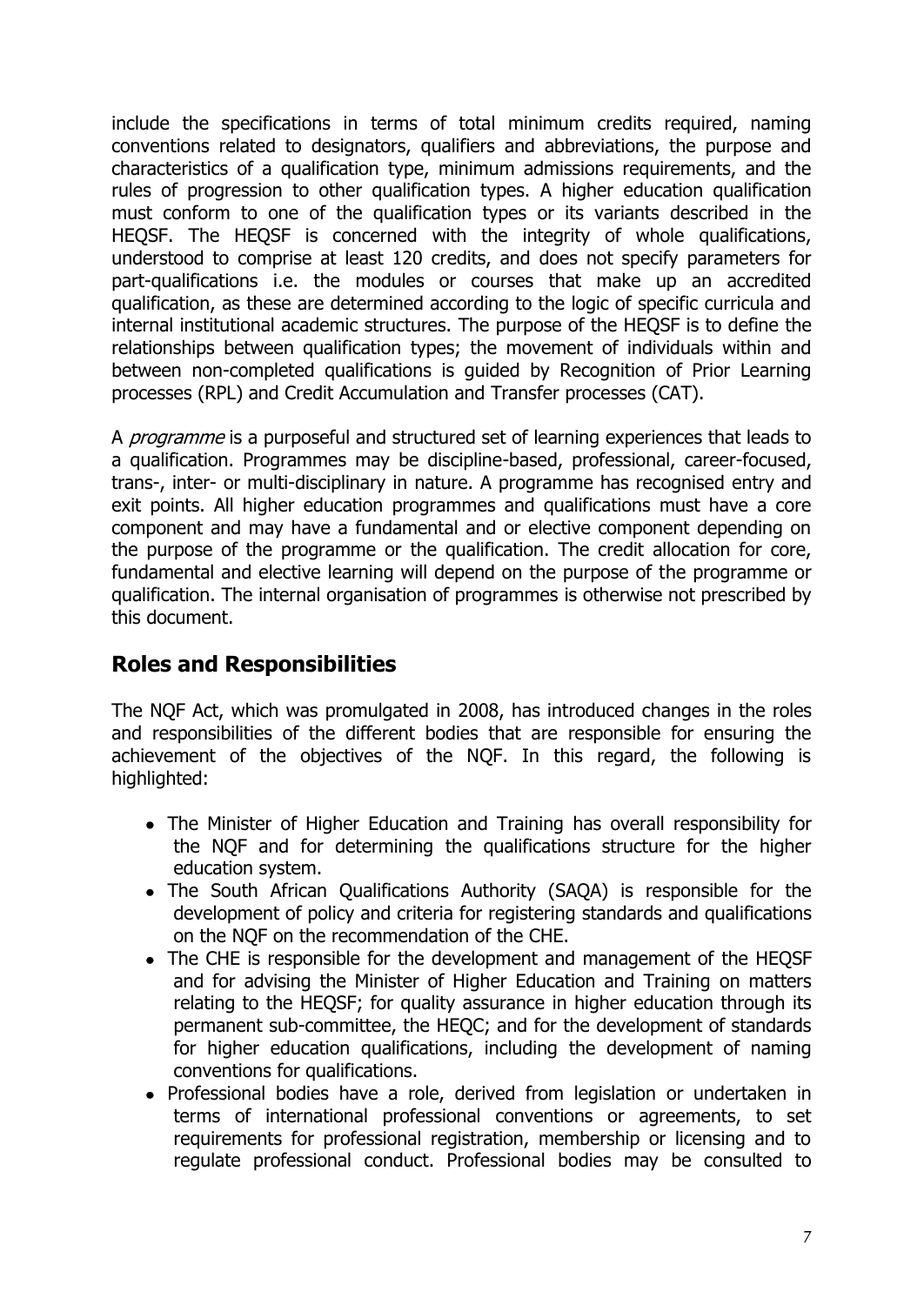include the specifications in terms of total minimum credits required, naming conventions related to designators, qualifiers and abbreviations, the purpose and characteristics of a qualification type, minimum admissions requirements, and the rules of progression to other qualification types. A higher education qualification must conform to one of the qualification types or its variants described in the HEQSF. The HEQSF is concerned with the integrity of whole qualifications, understood to comprise at least 120 credits, and does not specify parameters for part-qualifications i.e. the modules or courses that make up an accredited qualification, as these are determined according to the logic of specific curricula and internal institutional academic structures. The purpose of the HEQSF is to define the relationships between qualification types; the movement of individuals within and between non-completed qualifications is guided by Recognition of Prior Learning processes (RPL) and Credit Accumulation and Transfer processes (CAT).

A *programme* is a purposeful and structured set of learning experiences that leads to a qualification. Programmes may be discipline-based, professional, career-focused, trans-, inter- or multi-disciplinary in nature. A programme has recognised entry and exit points. All higher education programmes and qualifications must have a core component and may have a fundamental and or elective component depending on the purpose of the programme or the qualification. The credit allocation for core, fundamental and elective learning will depend on the purpose of the programme or qualification. The internal organisation of programmes is otherwise not prescribed by this document.

## Roles and Responsibilities

The NQF Act, which was promulgated in 2008, has introduced changes in the roles and responsibilities of the different bodies that are responsible for ensuring the achievement of the objectives of the NQF. In this regard, the following is highlighted:

- The Minister of Higher Education and Training has overall responsibility for the NQF and for determining the qualifications structure for the higher education system.
- The South African Qualifications Authority (SAQA) is responsible for the development of policy and criteria for registering standards and qualifications on the NQF on the recommendation of the CHE.
- The CHE is responsible for the development and management of the HEQSF and for advising the Minister of Higher Education and Training on matters relating to the HEQSF; for quality assurance in higher education through its permanent sub-committee, the HEQC; and for the development of standards for higher education qualifications, including the development of naming conventions for qualifications.
- Professional bodies have a role, derived from legislation or undertaken in terms of international professional conventions or agreements, to set requirements for professional registration, membership or licensing and to regulate professional conduct. Professional bodies may be consulted to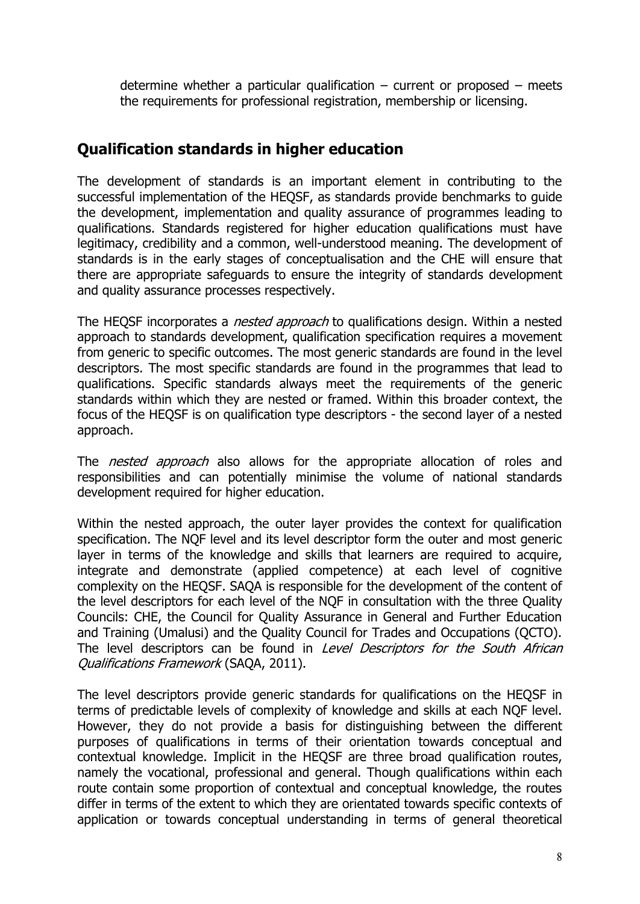determine whether a particular qualification – current or proposed – meets the requirements for professional registration, membership or licensing.

## Qualification standards in higher education

The development of standards is an important element in contributing to the successful implementation of the HEQSF, as standards provide benchmarks to guide the development, implementation and quality assurance of programmes leading to qualifications. Standards registered for higher education qualifications must have legitimacy, credibility and a common, well-understood meaning. The development of standards is in the early stages of conceptualisation and the CHE will ensure that there are appropriate safeguards to ensure the integrity of standards development and quality assurance processes respectively.

The HEQSF incorporates a *nested approach* to qualifications design. Within a nested approach to standards development, qualification specification requires a movement from generic to specific outcomes. The most generic standards are found in the level descriptors. The most specific standards are found in the programmes that lead to qualifications. Specific standards always meet the requirements of the generic standards within which they are nested or framed. Within this broader context, the focus of the HEQSF is on qualification type descriptors - the second layer of a nested approach.

The *nested approach* also allows for the appropriate allocation of roles and responsibilities and can potentially minimise the volume of national standards development required for higher education.

Within the nested approach, the outer layer provides the context for qualification specification. The NQF level and its level descriptor form the outer and most generic layer in terms of the knowledge and skills that learners are required to acquire, integrate and demonstrate (applied competence) at each level of cognitive complexity on the HEQSF. SAQA is responsible for the development of the content of the level descriptors for each level of the NQF in consultation with the three Quality Councils: CHE, the Council for Quality Assurance in General and Further Education and Training (Umalusi) and the Quality Council for Trades and Occupations (QCTO). The level descriptors can be found in *Level Descriptors for the South African Qualifications Framework* (SAQA, 2011).

The level descriptors provide generic standards for qualifications on the HEQSF in terms of predictable levels of complexity of knowledge and skills at each NQF level. However, they do not provide a basis for distinguishing between the different purposes of qualifications in terms of their orientation towards conceptual and contextual knowledge. Implicit in the HEQSF are three broad qualification routes, namely the vocational, professional and general. Though qualifications within each route contain some proportion of contextual and conceptual knowledge, the routes differ in terms of the extent to which they are orientated towards specific contexts of application or towards conceptual understanding in terms of general theoretical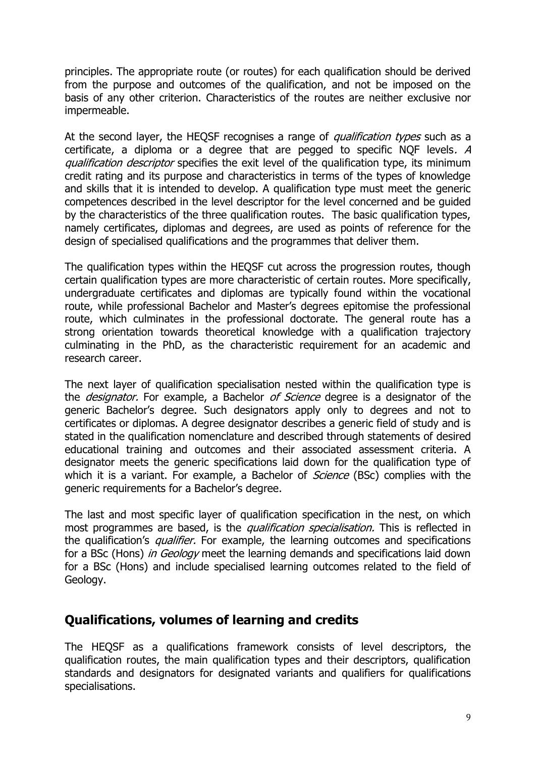principles. The appropriate route (or routes) for each qualification should be derived from the purpose and outcomes of the qualification, and not be imposed on the basis of any other criterion. Characteristics of the routes are neither exclusive nor impermeable.

At the second layer, the HEQSF recognises a range of *qualification types* such as a certificate, a diploma or a degree that are pegged to specific NQF levels*. A qualification descriptor* specifies the exit level of the qualification type, its minimum credit rating and its purpose and characteristics in terms of the types of knowledge and skills that it is intended to develop. A qualification type must meet the generic competences described in the level descriptor for the level concerned and be guided by the characteristics of the three qualification routes. The basic qualification types, namely certificates, diplomas and degrees, are used as points of reference for the design of specialised qualifications and the programmes that deliver them.

The qualification types within the HEQSF cut across the progression routes, though certain qualification types are more characteristic of certain routes. More specifically, undergraduate certificates and diplomas are typically found within the vocational route, while professional Bachelor and Master's degrees epitomise the professional route, which culminates in the professional doctorate. The general route has a strong orientation towards theoretical knowledge with a qualification trajectory culminating in the PhD, as the characteristic requirement for an academic and research career.

The next layer of qualification specialisation nested within the qualification type is the *designator.* For example, a Bachelor *of Science* degree is a designator of the generic Bachelor's degree. Such designators apply only to degrees and not to certificates or diplomas. A degree designator describes a generic field of study and is stated in the qualification nomenclature and described through statements of desired educational training and outcomes and their associated assessment criteria. A designator meets the generic specifications laid down for the qualification type of which it is a variant. For example, a Bachelor of *Science* (BSc) complies with the generic requirements for a Bachelor's degree.

The last and most specific layer of qualification specification in the nest, on which most programmes are based, is the *qualification specialisation.* This is reflected in the qualification's *qualifier.* For example, the learning outcomes and specifications for a BSc (Hons) *in Geology* meet the learning demands and specifications laid down for a BSc (Hons) and include specialised learning outcomes related to the field of Geology.

## Qualifications, volumes of learning and credits

The HEQSF as a qualifications framework consists of level descriptors, the qualification routes, the main qualification types and their descriptors, qualification standards and designators for designated variants and qualifiers for qualifications specialisations.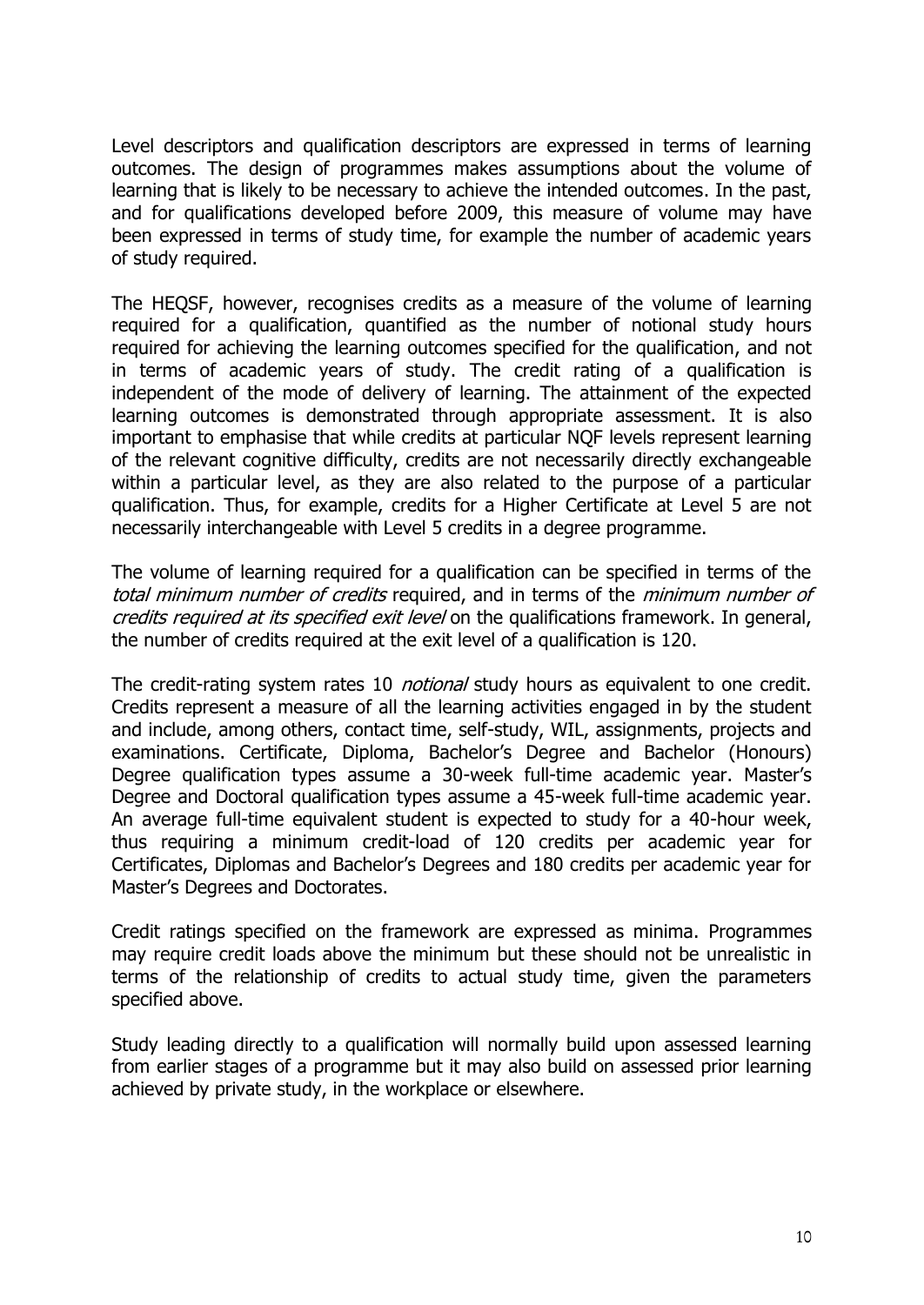Level descriptors and qualification descriptors are expressed in terms of learning outcomes. The design of programmes makes assumptions about the volume of learning that is likely to be necessary to achieve the intended outcomes. In the past, and for qualifications developed before 2009, this measure of volume may have been expressed in terms of study time, for example the number of academic years of study required.

The HEQSF, however, recognises credits as a measure of the volume of learning required for a qualification, quantified as the number of notional study hours required for achieving the learning outcomes specified for the qualification, and not in terms of academic years of study. The credit rating of a qualification is independent of the mode of delivery of learning. The attainment of the expected learning outcomes is demonstrated through appropriate assessment. It is also important to emphasise that while credits at particular NQF levels represent learning of the relevant cognitive difficulty, credits are not necessarily directly exchangeable within a particular level, as they are also related to the purpose of a particular qualification. Thus, for example, credits for a Higher Certificate at Level 5 are not necessarily interchangeable with Level 5 credits in a degree programme.

The volume of learning required for a qualification can be specified in terms of the *total minimum number of credits* required, and in terms of the *minimum number of credits required at its specified exit level* on the qualifications framework. In general, the number of credits required at the exit level of a qualification is 120.

The credit-rating system rates 10 *notional* study hours as equivalent to one credit. Credits represent a measure of all the learning activities engaged in by the student and include, among others, contact time, self-study, WIL, assignments, projects and examinations. Certificate, Diploma, Bachelor's Degree and Bachelor (Honours) Degree qualification types assume a 30-week full-time academic year. Master's Degree and Doctoral qualification types assume a 45-week full-time academic year. An average full-time equivalent student is expected to study for a 40-hour week, thus requiring a minimum credit-load of 120 credits per academic year for Certificates, Diplomas and Bachelor's Degrees and 180 credits per academic year for Master's Degrees and Doctorates.

Credit ratings specified on the framework are expressed as minima. Programmes may require credit loads above the minimum but these should not be unrealistic in terms of the relationship of credits to actual study time, given the parameters specified above.

Study leading directly to a qualification will normally build upon assessed learning from earlier stages of a programme but it may also build on assessed prior learning achieved by private study, in the workplace or elsewhere.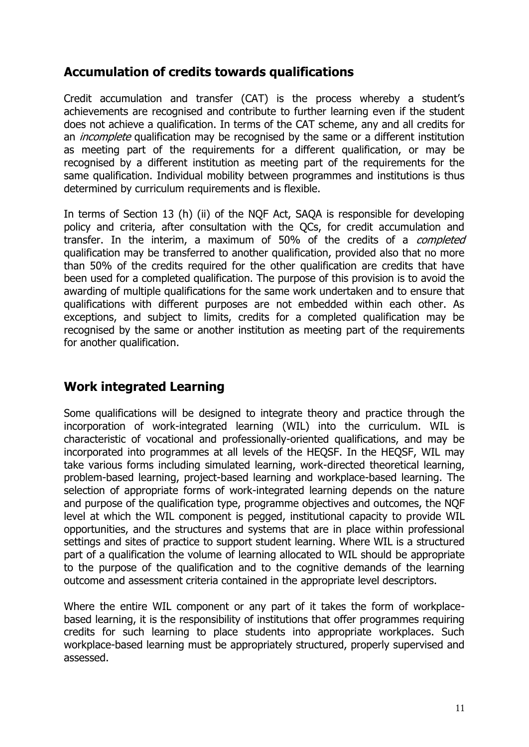## Accumulation of credits towards qualifications

Credit accumulation and transfer (CAT) is the process whereby a student's achievements are recognised and contribute to further learning even if the student does not achieve a qualification. In terms of the CAT scheme, any and all credits for an *incomplete* qualification may be recognised by the same or a different institution as meeting part of the requirements for a different qualification, or may be recognised by a different institution as meeting part of the requirements for the same qualification. Individual mobility between programmes and institutions is thus determined by curriculum requirements and is flexible.

In terms of Section 13 (h) (ii) of the NQF Act, SAQA is responsible for developing policy and criteria, after consultation with the QCs, for credit accumulation and transfer. In the interim, a maximum of 50% of the credits of a *completed* qualification may be transferred to another qualification, provided also that no more than 50% of the credits required for the other qualification are credits that have been used for a completed qualification. The purpose of this provision is to avoid the awarding of multiple qualifications for the same work undertaken and to ensure that qualifications with different purposes are not embedded within each other. As exceptions, and subject to limits, credits for a completed qualification may be recognised by the same or another institution as meeting part of the requirements for another qualification.

## Work integrated Learning

Some qualifications will be designed to integrate theory and practice through the incorporation of work-integrated learning (WIL) into the curriculum. WIL is characteristic of vocational and professionally-oriented qualifications, and may be incorporated into programmes at all levels of the HEQSF. In the HEQSF, WIL may take various forms including simulated learning, work-directed theoretical learning, problem-based learning, project-based learning and workplace-based learning. The selection of appropriate forms of work-integrated learning depends on the nature and purpose of the qualification type, programme objectives and outcomes, the NQF level at which the WIL component is pegged, institutional capacity to provide WIL opportunities, and the structures and systems that are in place within professional settings and sites of practice to support student learning. Where WIL is a structured part of a qualification the volume of learning allocated to WIL should be appropriate to the purpose of the qualification and to the cognitive demands of the learning outcome and assessment criteria contained in the appropriate level descriptors.

Where the entire WIL component or any part of it takes the form of workplace-based learning, it is the responsibility of institutions that offer programmes requiring credits for such learning to place students into appropriate workplaces. Such workplace-based learning must be appropriately structured, properly supervised and assessed.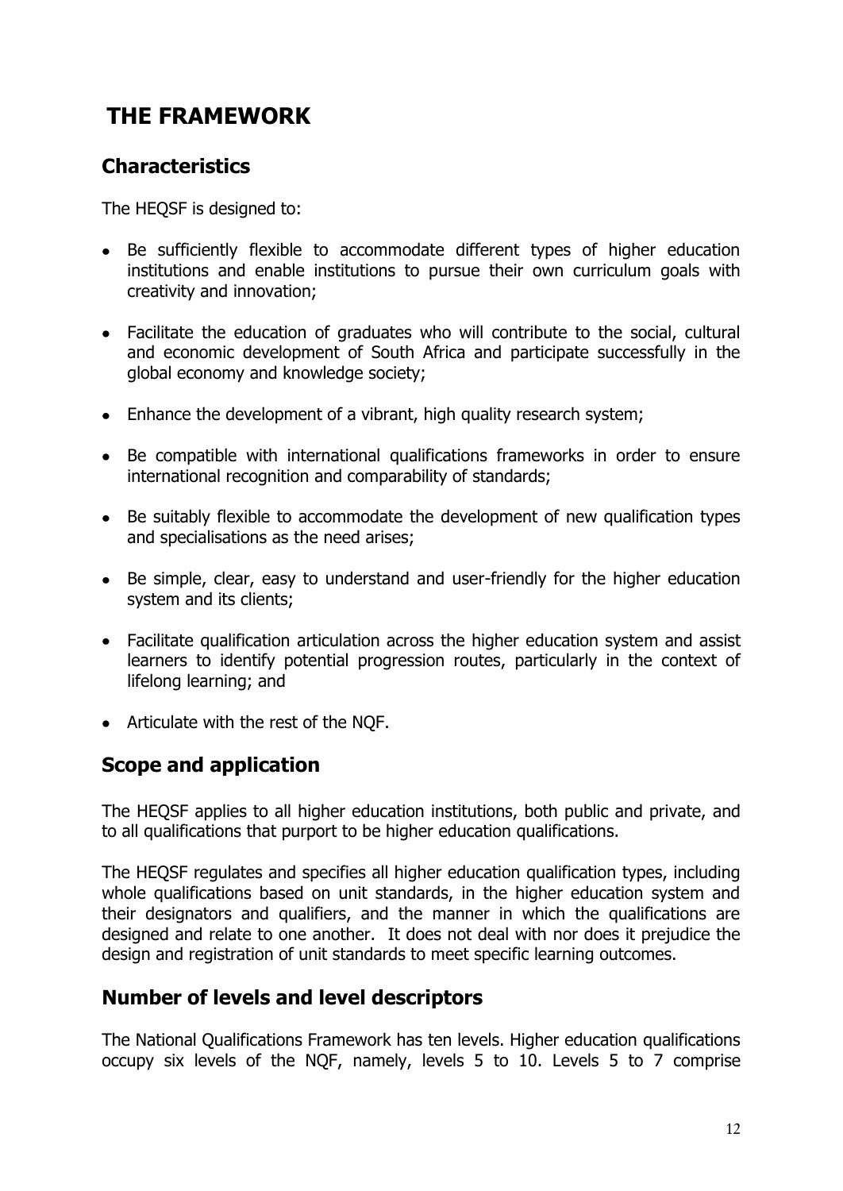# THE FRAMEWORK

## Characteristics

The HEQSF is designed to:

- Be sufficiently flexible to accommodate different types of higher education institutions and enable institutions to pursue their own curriculum goals with creativity and innovation;
- Facilitate the education of graduates who will contribute to the social, cultural and economic development of South Africa and participate successfully in the global economy and knowledge society;
- Enhance the development of a vibrant, high quality research system;
- Be compatible with international qualifications frameworks in order to ensure international recognition and comparability of standards;
- Be suitably flexible to accommodate the development of new qualification types and specialisations as the need arises;
- Be simple, clear, easy to understand and user-friendly for the higher education system and its clients;
- Facilitate qualification articulation across the higher education system and assist learners to identify potential progression routes, particularly in the context of lifelong learning; and
- Articulate with the rest of the NQF.

## Scope and application

The HEQSF applies to all higher education institutions, both public and private, and to all qualifications that purport to be higher education qualifications.

The HEQSF regulates and specifies all higher education qualification types, including whole qualifications based on unit standards, in the higher education system and their designators and qualifiers, and the manner in which the qualifications are designed and relate to one another. It does not deal with nor does it prejudice the design and registration of unit standards to meet specific learning outcomes.

## Number of levels and level descriptors

The National Qualifications Framework has ten levels. Higher education qualifications occupy six levels of the NQF, namely, levels 5 to 10. Levels 5 to 7 comprise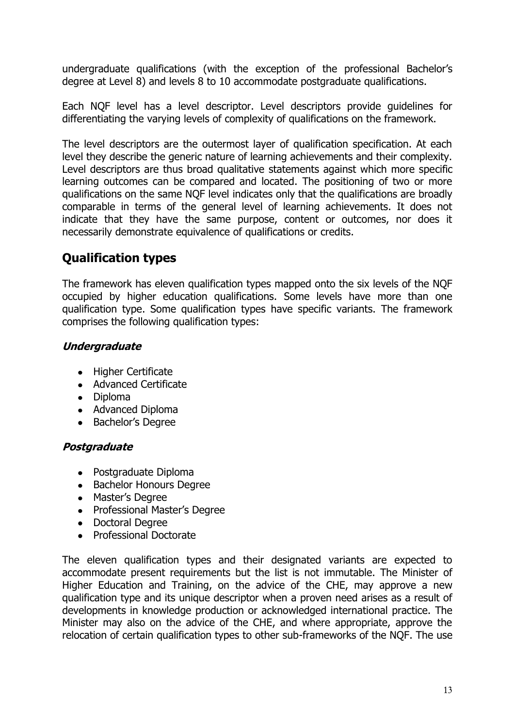undergraduate qualifications (with the exception of the professional Bachelor's degree at Level 8) and levels 8 to 10 accommodate postgraduate qualifications.

Each NQF level has a level descriptor. Level descriptors provide guidelines for differentiating the varying levels of complexity of qualifications on the framework.

The level descriptors are the outermost layer of qualification specification. At each level they describe the generic nature of learning achievements and their complexity. Level descriptors are thus broad qualitative statements against which more specific learning outcomes can be compared and located. The positioning of two or more qualifications on the same NQF level indicates only that the qualifications are broadly comparable in terms of the general level of learning achievements. It does not indicate that they have the same purpose, content or outcomes, nor does it necessarily demonstrate equivalence of qualifications or credits.

## Qualification types

The framework has eleven qualification types mapped onto the six levels of the NQF occupied by higher education qualifications. Some levels have more than one qualification type. Some qualification types have specific variants. The framework comprises the following qualification types:

### *Undergraduate*

- Higher Certificate
- Advanced Certificate
- Diploma
- Advanced Diploma
- Bachelor's Degree

### *Postgraduate*

- Postgraduate Diploma
- Bachelor Honours Degree
- Master's Degree
- Professional Master's Degree
- Doctoral Degree
- Professional Doctorate

The eleven qualification types and their designated variants are expected to accommodate present requirements but the list is not immutable. The Minister of Higher Education and Training, on the advice of the CHE, may approve a new qualification type and its unique descriptor when a proven need arises as a result of developments in knowledge production or acknowledged international practice. The Minister may also on the advice of the CHE, and where appropriate, approve the relocation of certain qualification types to other sub-frameworks of the NQF. The use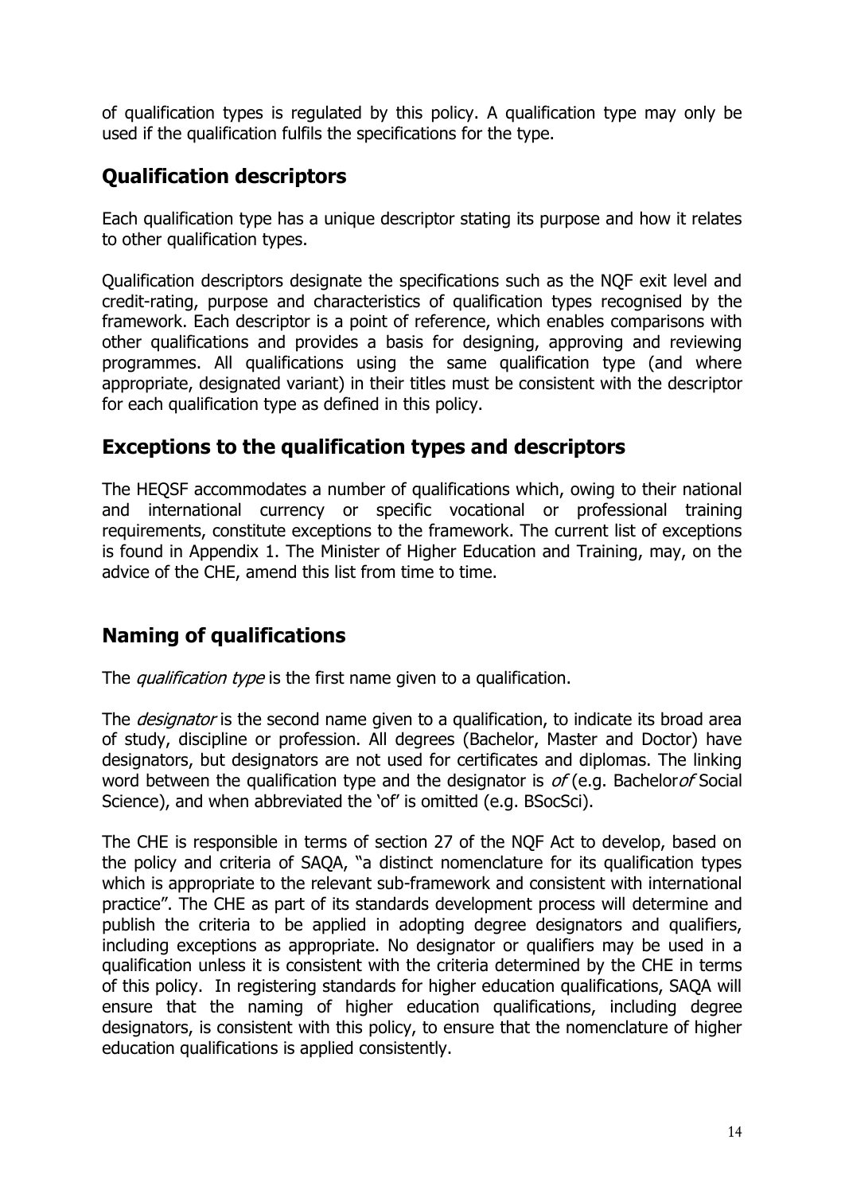of qualification types is regulated by this policy. A qualification type may only be used if the qualification fulfils the specifications for the type.

## Qualification descriptors

Each qualification type has a unique descriptor stating its purpose and how it relates to other qualification types.

Qualification descriptors designate the specifications such as the NQF exit level and credit-rating, purpose and characteristics of qualification types recognised by the framework. Each descriptor is a point of reference, which enables comparisons with other qualifications and provides a basis for designing, approving and reviewing programmes. All qualifications using the same qualification type (and where appropriate, designated variant) in their titles must be consistent with the descriptor for each qualification type as defined in this policy.

## Exceptions to the qualification types and descriptors

The HEQSF accommodates a number of qualifications which, owing to their national and international currency or specific vocational or professional training requirements, constitute exceptions to the framework. The current list of exceptions is found in Appendix 1. The Minister of Higher Education and Training, may, on the advice of the CHE, amend this list from time to time.

## Naming of qualifications

The *qualification type* is the first name given to a qualification.

The *designator* is the second name given to a qualification, to indicate its broad area of study, discipline or profession. All degrees (Bachelor, Master and Doctor) have designators, but designators are not used for certificates and diplomas. The linking word between the qualification type and the designator is *of* (e.g. Bachelor*of* Social Science), and when abbreviated the 'of' is omitted (e.g. BSocSci).

The CHE is responsible in terms of section 27 of the NQF Act to develop, based on the policy and criteria of SAQA, "a distinct nomenclature for its qualification types which is appropriate to the relevant sub-framework and consistent with international practice". The CHE as part of its standards development process will determine and publish the criteria to be applied in adopting degree designators and qualifiers, including exceptions as appropriate. No designator or qualifiers may be used in a qualification unless it is consistent with the criteria determined by the CHE in terms of this policy. In registering standards for higher education qualifications, SAQA will ensure that the naming of higher education qualifications, including degree designators, is consistent with this policy, to ensure that the nomenclature of higher education qualifications is applied consistently.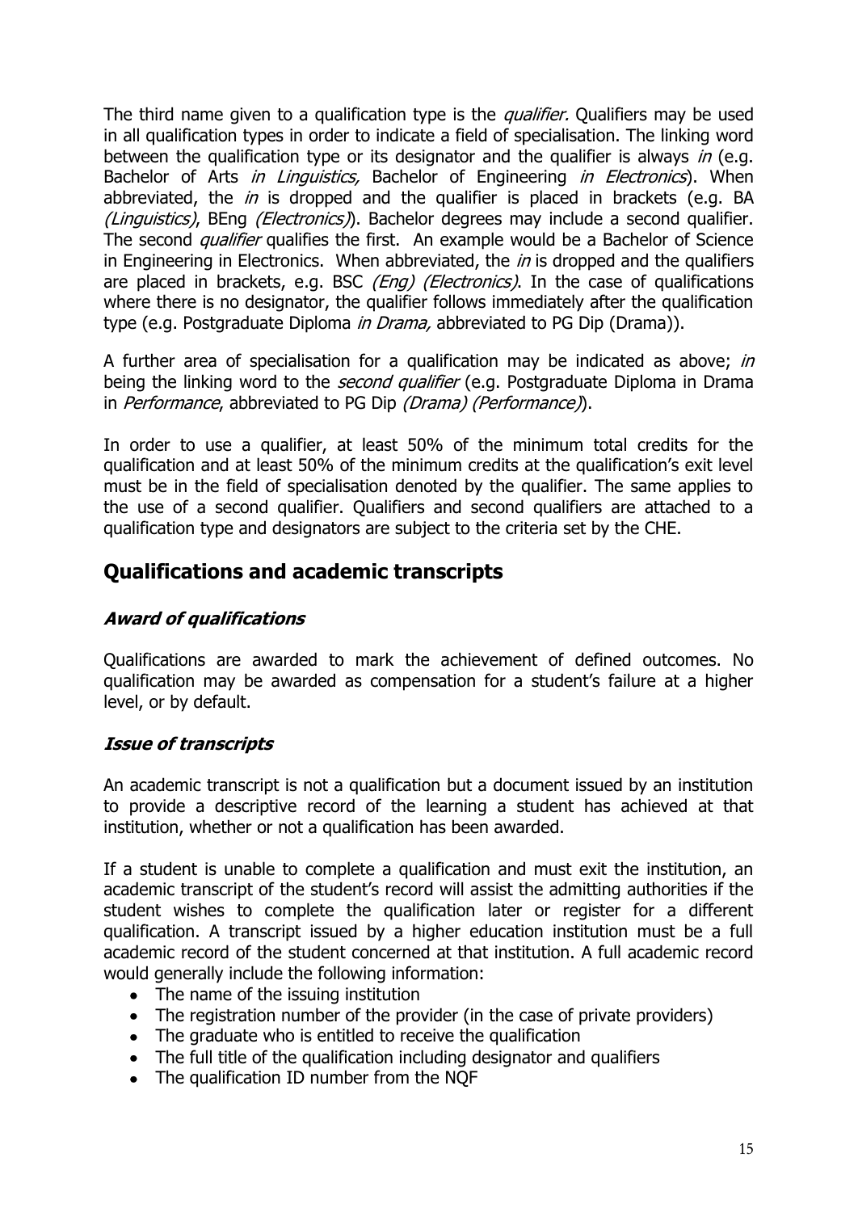The third name given to a qualification type is the *qualifier.* Qualifiers may be used in all qualification types in order to indicate a field of specialisation. The linking word between the qualification type or its designator and the qualifier is always *in* (e.g. Bachelor of Arts *in Linguistics,* Bachelor of Engineering *in Electronics*). When abbreviated, the *in* is dropped and the qualifier is placed in brackets (e.g. BA *(Linguistics)*, BEng *(Electronics)*). Bachelor degrees may include a second qualifier. The second *qualifier* qualifies the first. An example would be a Bachelor of Science in Engineering in Electronics. When abbreviated, the *in* is dropped and the qualifiers are placed in brackets, e.g. BSC *(Eng) (Electronics)*. In the case of qualifications where there is no designator, the qualifier follows immediately after the qualification type (e.g. Postgraduate Diploma *in Drama,* abbreviated to PG Dip (Drama)).

A further area of specialisation for a qualification may be indicated as above; *in* being the linking word to the *second qualifier* (e.g. Postgraduate Diploma in Drama in *Performance*, abbreviated to PG Dip *(Drama) (Performance)*).

In order to use a qualifier, at least 50% of the minimum total credits for the qualification and at least 50% of the minimum credits at the qualification's exit level must be in the field of specialisation denoted by the qualifier. The same applies to the use of a second qualifier. Qualifiers and second qualifiers are attached to a qualification type and designators are subject to the criteria set by the CHE.

## Qualifications and academic transcripts

### *Award of qualifications*

Qualifications are awarded to mark the achievement of defined outcomes. No qualification may be awarded as compensation for a student's failure at a higher level, or by default.

### *Issue of transcripts*

An academic transcript is not a qualification but a document issued by an institution to provide a descriptive record of the learning a student has achieved at that institution, whether or not a qualification has been awarded.

If a student is unable to complete a qualification and must exit the institution, an academic transcript of the student's record will assist the admitting authorities if the student wishes to complete the qualification later or register for a different qualification. A transcript issued by a higher education institution must be a full academic record of the student concerned at that institution. A full academic record would generally include the following information:

- The name of the issuing institution
- The registration number of the provider (in the case of private providers)
- The graduate who is entitled to receive the qualification
- The full title of the qualification including designator and qualifiers
- The qualification ID number from the NQF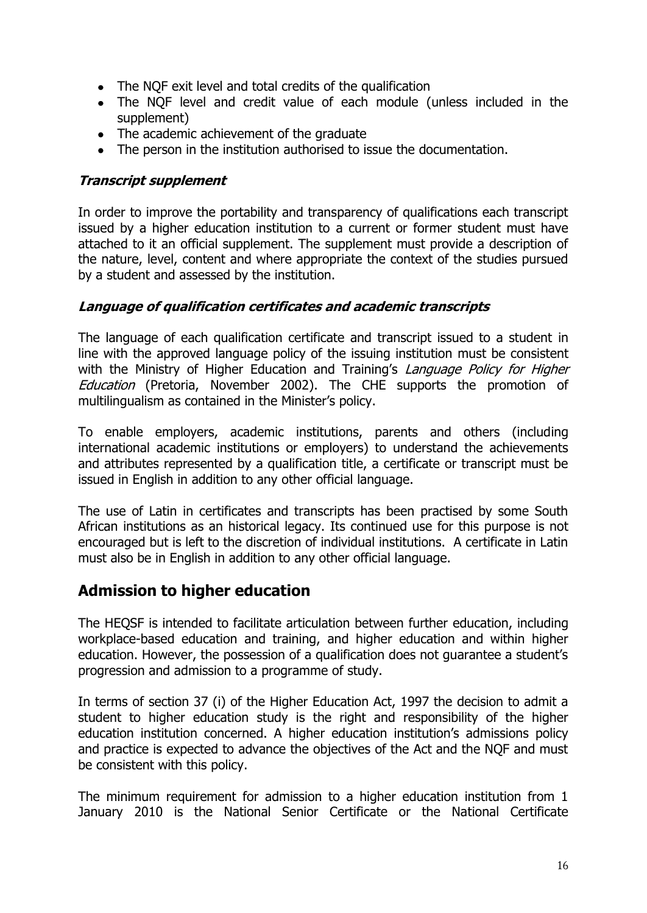- The NQF exit level and total credits of the qualification
- The NQF level and credit value of each module (unless included in the supplement)
- The academic achievement of the graduate
- The person in the institution authorised to issue the documentation.

### *Transcript supplement*

In order to improve the portability and transparency of qualifications each transcript issued by a higher education institution to a current or former student must have attached to it an official supplement. The supplement must provide a description of the nature, level, content and where appropriate the context of the studies pursued by a student and assessed by the institution.

### *Language of qualification certificates and academic transcripts*

The language of each qualification certificate and transcript issued to a student in line with the approved language policy of the issuing institution must be consistent with the Ministry of Higher Education and Training's *Language Policy for Higher Education* (Pretoria, November 2002). The CHE supports the promotion of multilingualism as contained in the Minister's policy.

To enable employers, academic institutions, parents and others (including international academic institutions or employers) to understand the achievements and attributes represented by a qualification title, a certificate or transcript must be issued in English in addition to any other official language.

The use of Latin in certificates and transcripts has been practised by some South African institutions as an historical legacy. Its continued use for this purpose is not encouraged but is left to the discretion of individual institutions. A certificate in Latin must also be in English in addition to any other official language.

## Admission to higher education

The HEQSF is intended to facilitate articulation between further education, including workplace-based education and training, and higher education and within higher education. However, the possession of a qualification does not guarantee a student's progression and admission to a programme of study.

In terms of section 37 (i) of the Higher Education Act, 1997 the decision to admit a student to higher education study is the right and responsibility of the higher education institution concerned. A higher education institution's admissions policy and practice is expected to advance the objectives of the Act and the NQF and must be consistent with this policy.

The minimum requirement for admission to a higher education institution from 1 January 2010 is the National Senior Certificate or the National Certificate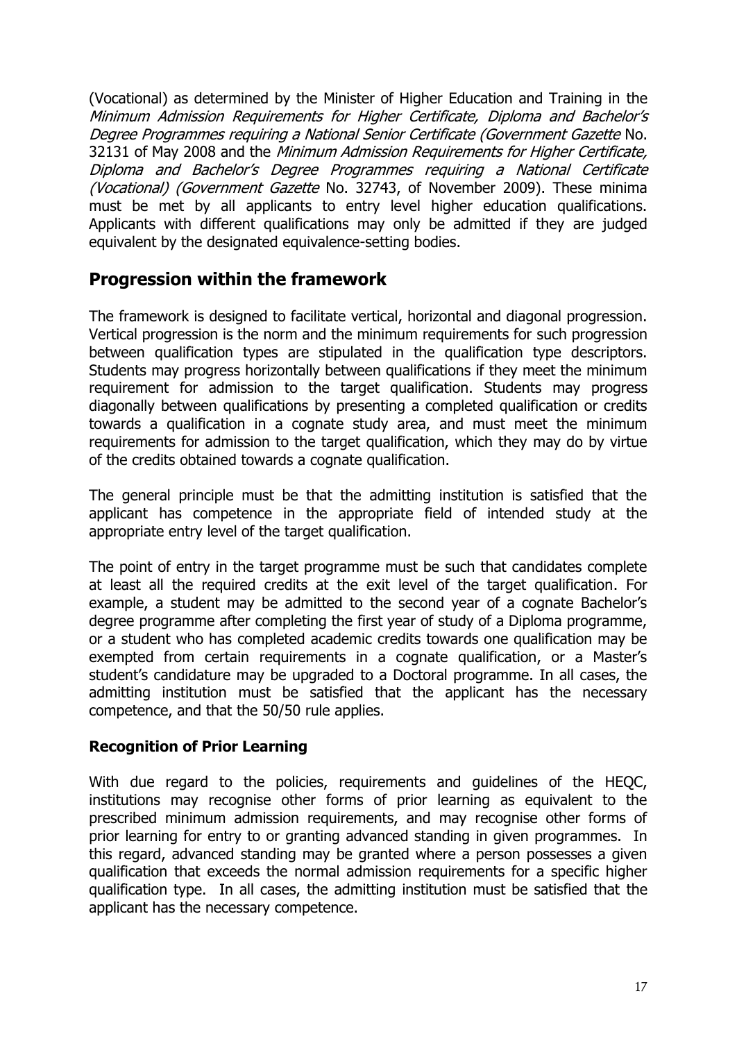(Vocational) as determined by the Minister of Higher Education and Training in the *Minimum Admission Requirements for Higher Certificate, Diploma and Bachelor's Degree Programmes requiring a National Senior Certificate (Government Gazette* No. 32131 of May 2008 and the *Minimum Admission Requirements for Higher Certificate, Diploma and Bachelor's Degree Programmes requiring a National Certificate (Vocational) (Government Gazette* No. 32743, of November 2009). These minima must be met by all applicants to entry level higher education qualifications. Applicants with different qualifications may only be admitted if they are judged equivalent by the designated equivalence-setting bodies.

## Progression within the framework

The framework is designed to facilitate vertical, horizontal and diagonal progression. Vertical progression is the norm and the minimum requirements for such progression between qualification types are stipulated in the qualification type descriptors. Students may progress horizontally between qualifications if they meet the minimum requirement for admission to the target qualification. Students may progress diagonally between qualifications by presenting a completed qualification or credits towards a qualification in a cognate study area, and must meet the minimum requirements for admission to the target qualification, which they may do by virtue of the credits obtained towards a cognate qualification.

The general principle must be that the admitting institution is satisfied that the applicant has competence in the appropriate field of intended study at the appropriate entry level of the target qualification.

The point of entry in the target programme must be such that candidates complete at least all the required credits at the exit level of the target qualification. For example, a student may be admitted to the second year of a cognate Bachelor's degree programme after completing the first year of study of a Diploma programme, or a student who has completed academic credits towards one qualification may be exempted from certain requirements in a cognate qualification, or a Master's student's candidature may be upgraded to a Doctoral programme. In all cases, the admitting institution must be satisfied that the applicant has the necessary competence, and that the 50/50 rule applies.

### Recognition of Prior Learning

With due regard to the policies, requirements and guidelines of the HEQC, institutions may recognise other forms of prior learning as equivalent to the prescribed minimum admission requirements, and may recognise other forms of prior learning for entry to or granting advanced standing in given programmes. In this regard, advanced standing may be granted where a person possesses a given qualification that exceeds the normal admission requirements for a specific higher qualification type. In all cases, the admitting institution must be satisfied that the applicant has the necessary competence.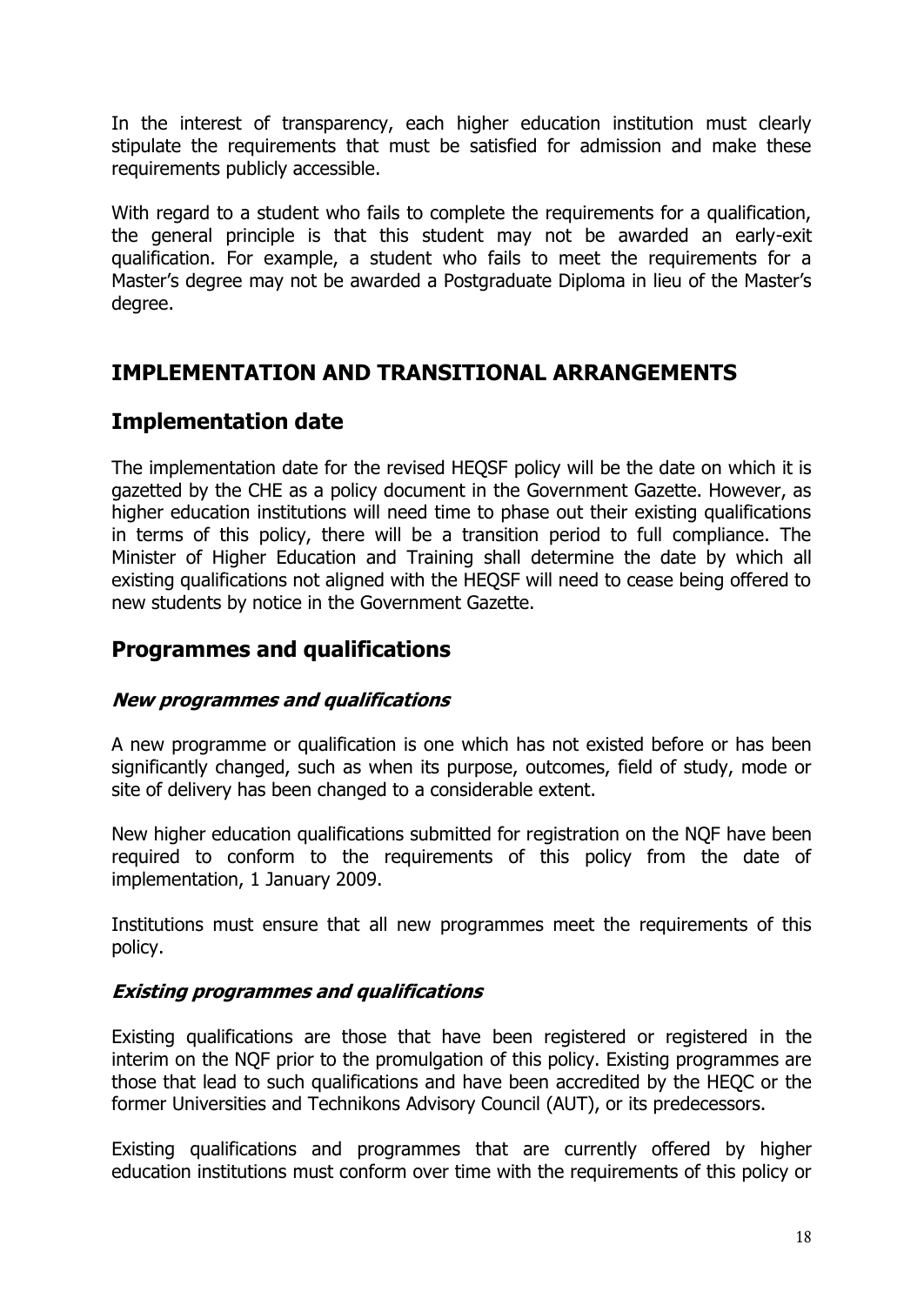In the interest of transparency, each higher education institution must clearly stipulate the requirements that must be satisfied for admission and make these requirements publicly accessible.

With regard to a student who fails to complete the requirements for a qualification, the general principle is that this student may not be awarded an early-exit qualification. For example, a student who fails to meet the requirements for a Master's degree may not be awarded a Postgraduate Diploma in lieu of the Master's degree.

# IMPLEMENTATION AND TRANSITIONAL ARRANGEMENTS

## Implementation date

The implementation date for the revised HEQSF policy will be the date on which it is gazetted by the CHE as a policy document in the Government Gazette. However, as higher education institutions will need time to phase out their existing qualifications in terms of this policy, there will be a transition period to full compliance. The Minister of Higher Education and Training shall determine the date by which all existing qualifications not aligned with the HEQSF will need to cease being offered to new students by notice in the Government Gazette.

## Programmes and qualifications

### *New programmes and qualifications*

A new programme or qualification is one which has not existed before or has been significantly changed, such as when its purpose, outcomes, field of study, mode or site of delivery has been changed to a considerable extent.

New higher education qualifications submitted for registration on the NQF have been required to conform to the requirements of this policy from the date of implementation, 1 January 2009.

Institutions must ensure that all new programmes meet the requirements of this policy.

### *Existing programmes and qualifications*

Existing qualifications are those that have been registered or registered in the interim on the NQF prior to the promulgation of this policy. Existing programmes are those that lead to such qualifications and have been accredited by the HEQC or the former Universities and Technikons Advisory Council (AUT), or its predecessors.

Existing qualifications and programmes that are currently offered by higher education institutions must conform over time with the requirements of this policy or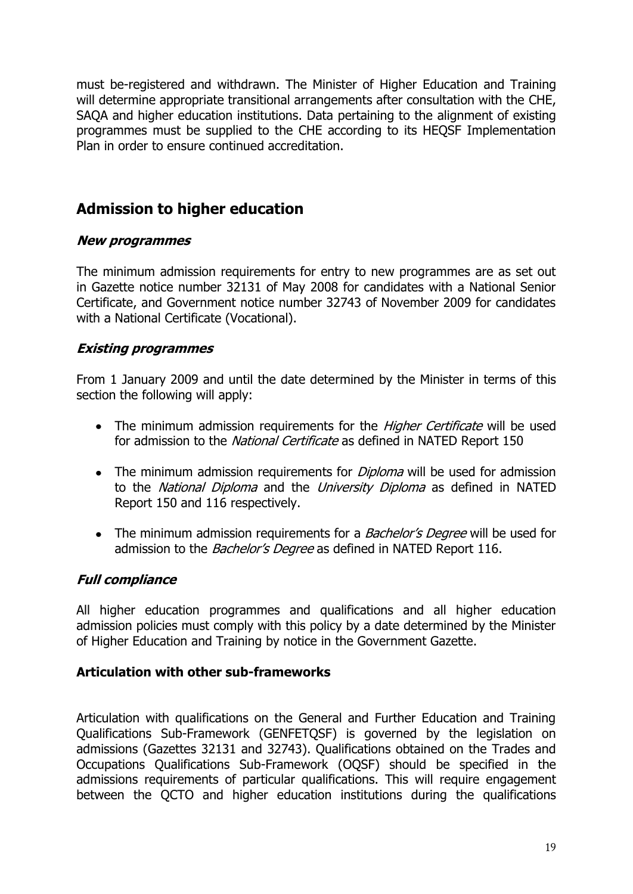must be-registered and withdrawn. The Minister of Higher Education and Training will determine appropriate transitional arrangements after consultation with the CHE, SAQA and higher education institutions. Data pertaining to the alignment of existing programmes must be supplied to the CHE according to its HEQSF Implementation Plan in order to ensure continued accreditation.

## Admission to higher education

### *New programmes*

The minimum admission requirements for entry to new programmes are as set out in Gazette notice number 32131 of May 2008 for candidates with a National Senior Certificate, and Government notice number 32743 of November 2009 for candidates with a National Certificate (Vocational).

### *Existing programmes*

From 1 January 2009 and until the date determined by the Minister in terms of this section the following will apply:

- The minimum admission requirements for the *Higher Certificate* will be used for admission to the *National Certificate* as defined in NATED Report 150
- The minimum admission requirements for *Diploma* will be used for admission to the *National Diploma* and the *University Diploma* as defined in NATED Report 150 and 116 respectively.
- The minimum admission requirements for a *Bachelor's Degree* will be used for admission to the *Bachelor's Degree* as defined in NATED Report 116.

### *Full compliance*

All higher education programmes and qualifications and all higher education admission policies must comply with this policy by a date determined by the Minister of Higher Education and Training by notice in the Government Gazette.

### Articulation with other sub-frameworks

Articulation with qualifications on the General and Further Education and Training Qualifications Sub-Framework (GENFETQSF) is governed by the legislation on admissions (Gazettes 32131 and 32743). Qualifications obtained on the Trades and Occupations Qualifications Sub-Framework (OQSF) should be specified in the admissions requirements of particular qualifications. This will require engagement between the QCTO and higher education institutions during the qualifications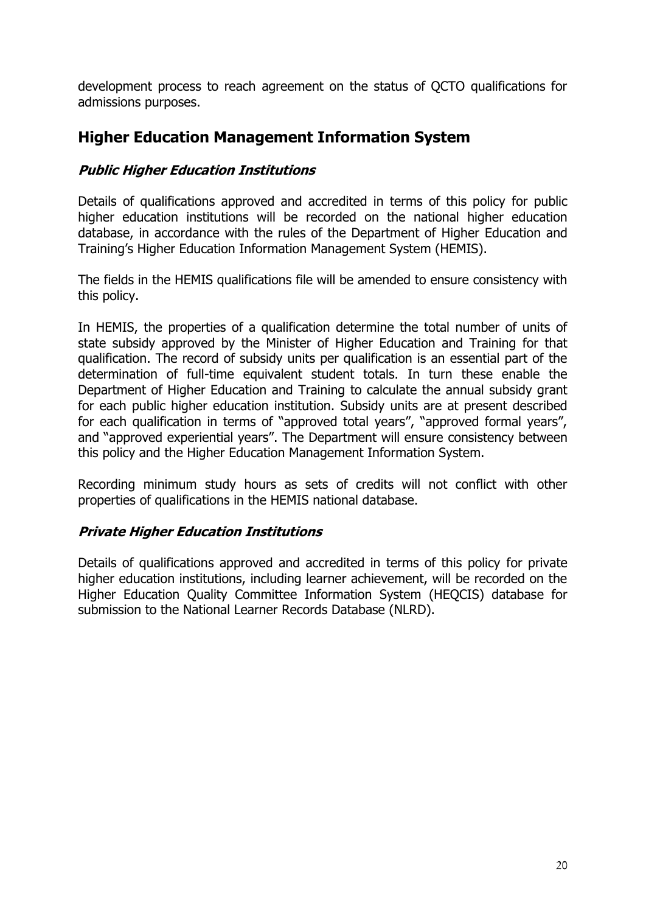development process to reach agreement on the status of QCTO qualifications for admissions purposes.

## Higher Education Management Information System

### *Public Higher Education Institutions*

Details of qualifications approved and accredited in terms of this policy for public higher education institutions will be recorded on the national higher education database, in accordance with the rules of the Department of Higher Education and Training's Higher Education Information Management System (HEMIS).

The fields in the HEMIS qualifications file will be amended to ensure consistency with this policy.

In HEMIS, the properties of a qualification determine the total number of units of state subsidy approved by the Minister of Higher Education and Training for that qualification. The record of subsidy units per qualification is an essential part of the determination of full-time equivalent student totals. In turn these enable the Department of Higher Education and Training to calculate the annual subsidy grant for each public higher education institution. Subsidy units are at present described for each qualification in terms of "approved total years", "approved formal years", and "approved experiential years". The Department will ensure consistency between this policy and the Higher Education Management Information System.

Recording minimum study hours as sets of credits will not conflict with other properties of qualifications in the HEMIS national database.

### *Private Higher Education Institutions*

Details of qualifications approved and accredited in terms of this policy for private higher education institutions, including learner achievement, will be recorded on the Higher Education Quality Committee Information System (HEQCIS) database for submission to the National Learner Records Database (NLRD).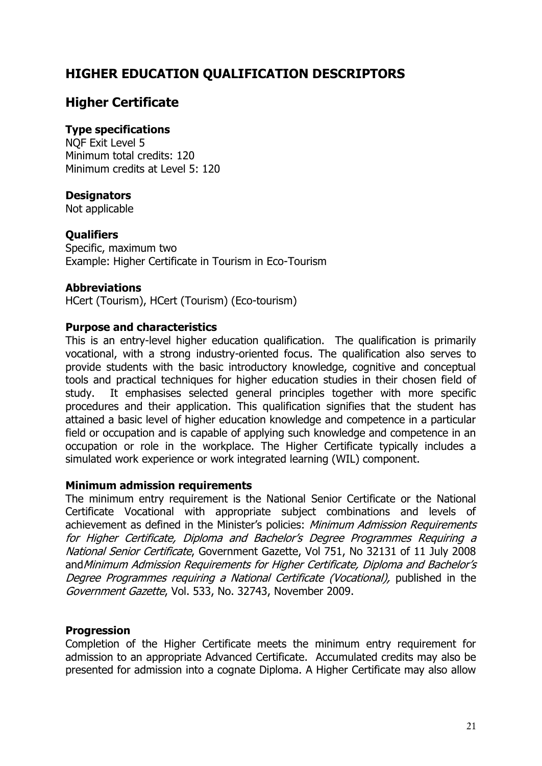# HIGHER EDUCATION QUALIFICATION DESCRIPTORS

## Higher Certificate

### Type specifications

NQF Exit Level 5
Minimum total credits: 120
Minimum credits at Level 5: 120

### Designators

Not applicable

### Qualifiers

Specific, maximum two
Example: Higher Certificate in Tourism in Eco-Tourism

### Abbreviations

HCert (Tourism), HCert (Tourism) (Eco-tourism)

### Purpose and characteristics

This is an entry-level higher education qualification. The qualification is primarily vocational, with a strong industry-oriented focus. The qualification also serves to provide students with the basic introductory knowledge, cognitive and conceptual tools and practical techniques for higher education studies in their chosen field of study. It emphasises selected general principles together with more specific procedures and their application. This qualification signifies that the student has attained a basic level of higher education knowledge and competence in a particular field or occupation and is capable of applying such knowledge and competence in an occupation or role in the workplace. The Higher Certificate typically includes a simulated work experience or work integrated learning (WIL) component.

### Minimum admission requirements

The minimum entry requirement is the National Senior Certificate or the National Certificate Vocational with appropriate subject combinations and levels of achievement as defined in the Minister's policies: *Minimum Admission Requirements for Higher Certificate, Diploma and Bachelor's Degree Programmes Requiring a National Senior Certificate*, Government Gazette, Vol 751, No 32131 of 11 July 2008 and*Minimum Admission Requirements for Higher Certificate, Diploma and Bachelor's Degree Programmes requiring a National Certificate (Vocational),* published in the *Government Gazette*, Vol. 533, No. 32743, November 2009.

### Progression

Completion of the Higher Certificate meets the minimum entry requirement for admission to an appropriate Advanced Certificate. Accumulated credits may also be presented for admission into a cognate Diploma. A Higher Certificate may also allow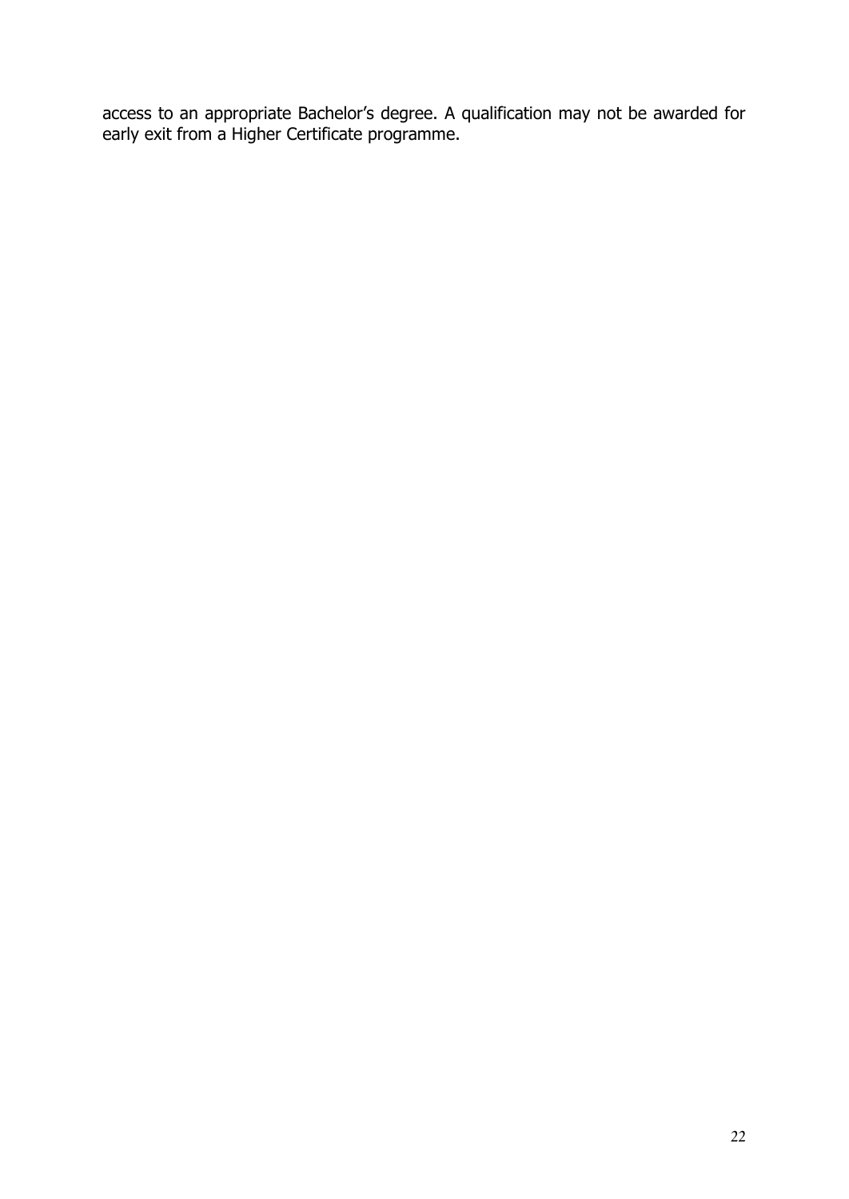access to an appropriate Bachelor's degree. A qualification may not be awarded for early exit from a Higher Certificate programme.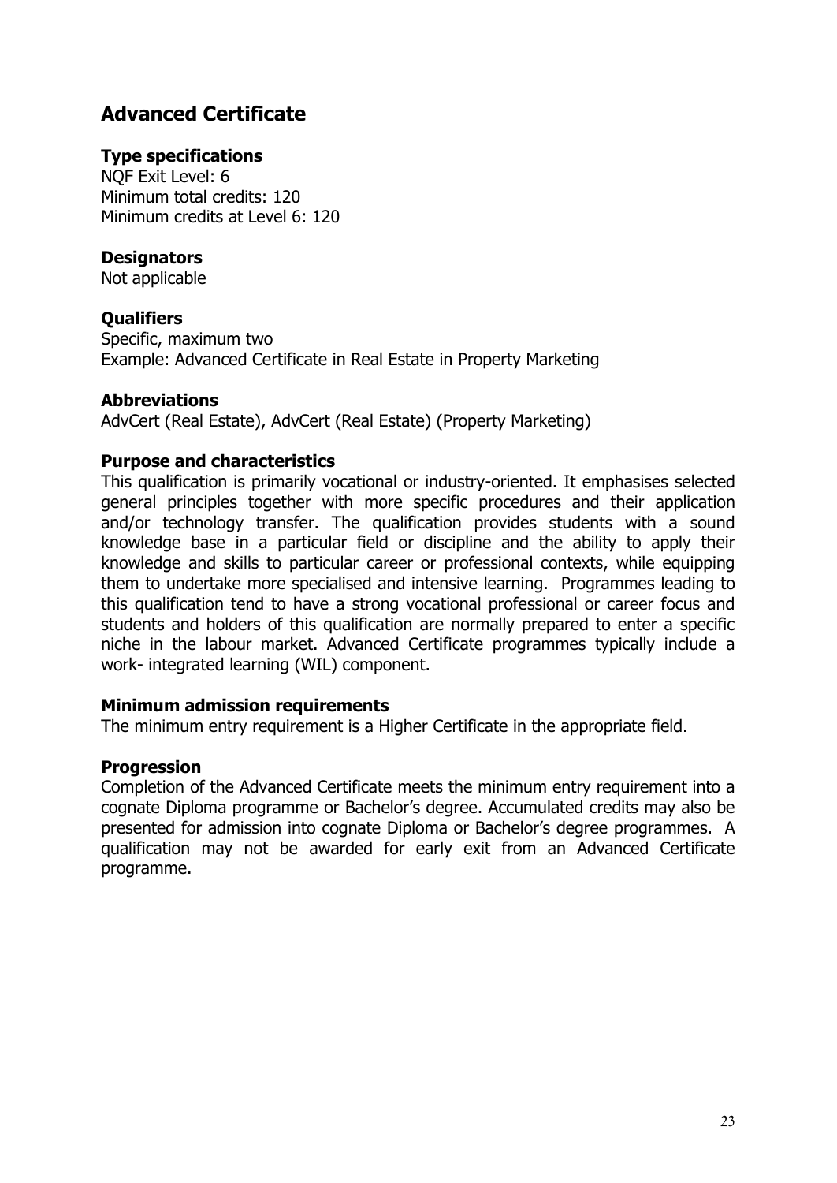## Advanced Certificate

### Type specifications

NQF Exit Level: 6
Minimum total credits: 120
Minimum credits at Level 6: 120

### Designators

Not applicable

### Qualifiers

Specific, maximum two
Example: Advanced Certificate in Real Estate in Property Marketing

### Abbreviations

AdvCert (Real Estate), AdvCert (Real Estate) (Property Marketing)

### Purpose and characteristics

This qualification is primarily vocational or industry-oriented. It emphasises selected general principles together with more specific procedures and their application and/or technology transfer. The qualification provides students with a sound knowledge base in a particular field or discipline and the ability to apply their knowledge and skills to particular career or professional contexts, while equipping them to undertake more specialised and intensive learning. Programmes leading to this qualification tend to have a strong vocational professional or career focus and students and holders of this qualification are normally prepared to enter a specific niche in the labour market. Advanced Certificate programmes typically include a work- integrated learning (WIL) component.

### Minimum admission requirements

The minimum entry requirement is a Higher Certificate in the appropriate field.

### Progression

Completion of the Advanced Certificate meets the minimum entry requirement into a cognate Diploma programme or Bachelor's degree. Accumulated credits may also be presented for admission into cognate Diploma or Bachelor's degree programmes. A qualification may not be awarded for early exit from an Advanced Certificate programme.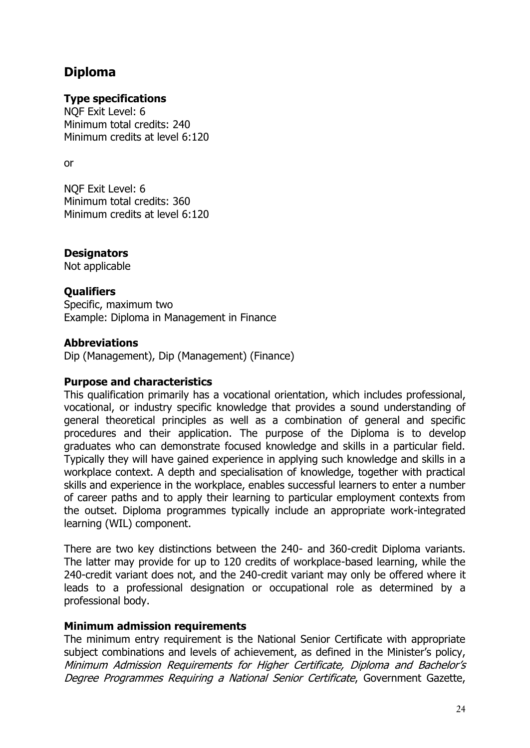## Diploma

### Type specifications

NQF Exit Level: 6
Minimum total credits: 240
Minimum credits at level 6:120

or

NQF Exit Level: 6
Minimum total credits: 360
Minimum credits at level 6:120

### Designators

Not applicable

### Qualifiers

Specific, maximum two
Example: Diploma in Management in Finance

### Abbreviations

Dip (Management), Dip (Management) (Finance)

### Purpose and characteristics

This qualification primarily has a vocational orientation, which includes professional, vocational, or industry specific knowledge that provides a sound understanding of general theoretical principles as well as a combination of general and specific procedures and their application. The purpose of the Diploma is to develop graduates who can demonstrate focused knowledge and skills in a particular field. Typically they will have gained experience in applying such knowledge and skills in a workplace context. A depth and specialisation of knowledge, together with practical skills and experience in the workplace, enables successful learners to enter a number of career paths and to apply their learning to particular employment contexts from the outset. Diploma programmes typically include an appropriate work-integrated learning (WIL) component.

There are two key distinctions between the 240- and 360-credit Diploma variants. The latter may provide for up to 120 credits of workplace-based learning, while the 240-credit variant does not, and the 240-credit variant may only be offered where it leads to a professional designation or occupational role as determined by a professional body.

### Minimum admission requirements

The minimum entry requirement is the National Senior Certificate with appropriate subject combinations and levels of achievement, as defined in the Minister's policy, *Minimum Admission Requirements for Higher Certificate, Diploma and Bachelor's Degree Programmes Requiring a National Senior Certificate*, Government Gazette,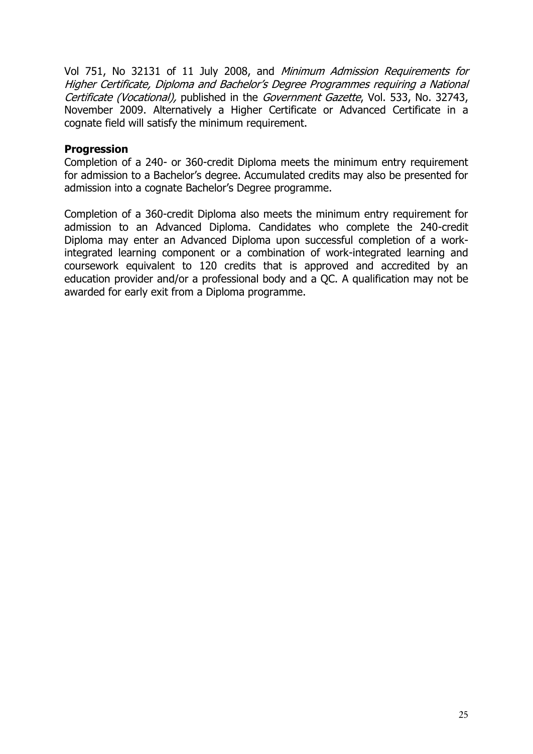Vol 751, No 32131 of 11 July 2008, and *Minimum Admission Requirements for Higher Certificate, Diploma and Bachelor's Degree Programmes requiring a National Certificate (Vocational),* published in the *Government Gazette*, Vol. 533, No. 32743, November 2009. Alternatively a Higher Certificate or Advanced Certificate in a cognate field will satisfy the minimum requirement.

**Progression**

Completion of a 240- or 360-credit Diploma meets the minimum entry requirement for admission to a Bachelor's degree. Accumulated credits may also be presented for admission into a cognate Bachelor's Degree programme.

Completion of a 360-credit Diploma also meets the minimum entry requirement for admission to an Advanced Diploma. Candidates who complete the 240-credit Diploma may enter an Advanced Diploma upon successful completion of a work-integrated learning component or a combination of work-integrated learning and coursework equivalent to 120 credits that is approved and accredited by an education provider and/or a professional body and a QC. A qualification may not be awarded for early exit from a Diploma programme.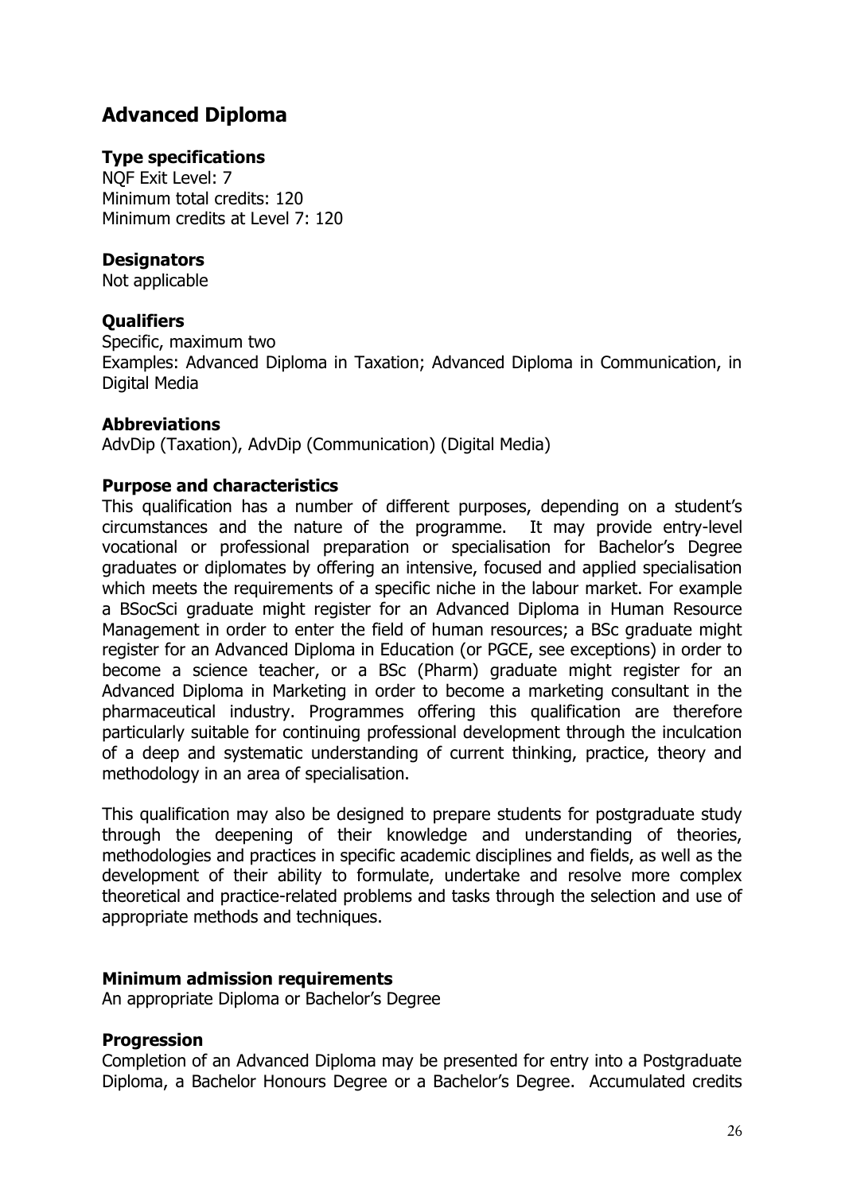## Advanced Diploma

### Type specifications

NQF Exit Level: 7
Minimum total credits: 120
Minimum credits at Level 7: 120

### Designators

Not applicable

### Qualifiers

Specific, maximum two
Examples: Advanced Diploma in Taxation; Advanced Diploma in Communication, in Digital Media

### Abbreviations

AdvDip (Taxation), AdvDip (Communication) (Digital Media)

### Purpose and characteristics

This qualification has a number of different purposes, depending on a student's circumstances and the nature of the programme. It may provide entry-level vocational or professional preparation or specialisation for Bachelor's Degree graduates or diplomates by offering an intensive, focused and applied specialisation which meets the requirements of a specific niche in the labour market. For example a BSocSci graduate might register for an Advanced Diploma in Human Resource Management in order to enter the field of human resources; a BSc graduate might register for an Advanced Diploma in Education (or PGCE, see exceptions) in order to become a science teacher, or a BSc (Pharm) graduate might register for an Advanced Diploma in Marketing in order to become a marketing consultant in the pharmaceutical industry. Programmes offering this qualification are therefore particularly suitable for continuing professional development through the inculcation of a deep and systematic understanding of current thinking, practice, theory and methodology in an area of specialisation.

This qualification may also be designed to prepare students for postgraduate study through the deepening of their knowledge and understanding of theories, methodologies and practices in specific academic disciplines and fields, as well as the development of their ability to formulate, undertake and resolve more complex theoretical and practice-related problems and tasks through the selection and use of appropriate methods and techniques.

### Minimum admission requirements

An appropriate Diploma or Bachelor's Degree

### Progression

Completion of an Advanced Diploma may be presented for entry into a Postgraduate Diploma, a Bachelor Honours Degree or a Bachelor's Degree. Accumulated credits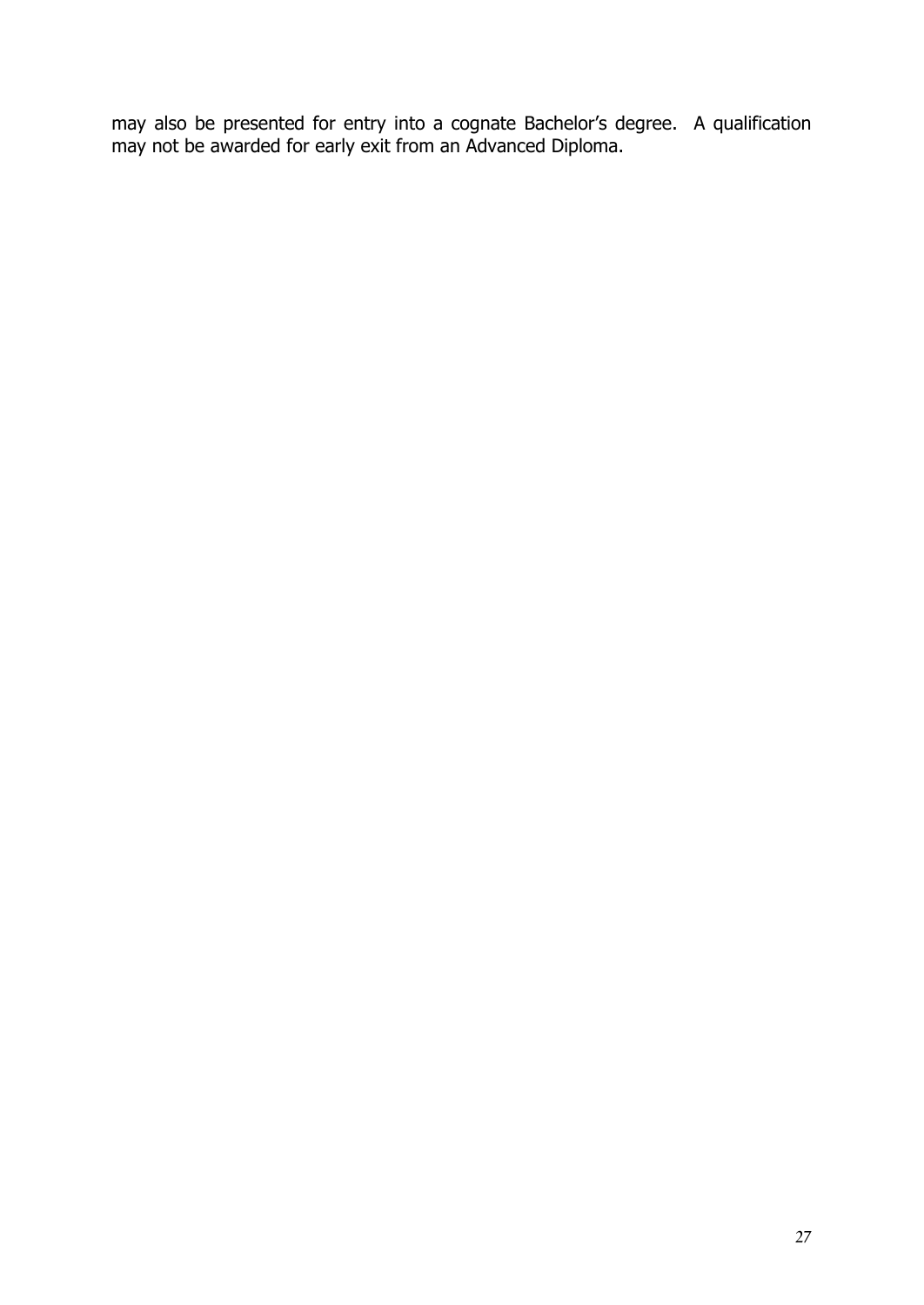may also be presented for entry into a cognate Bachelor's degree. A qualification may not be awarded for early exit from an Advanced Diploma.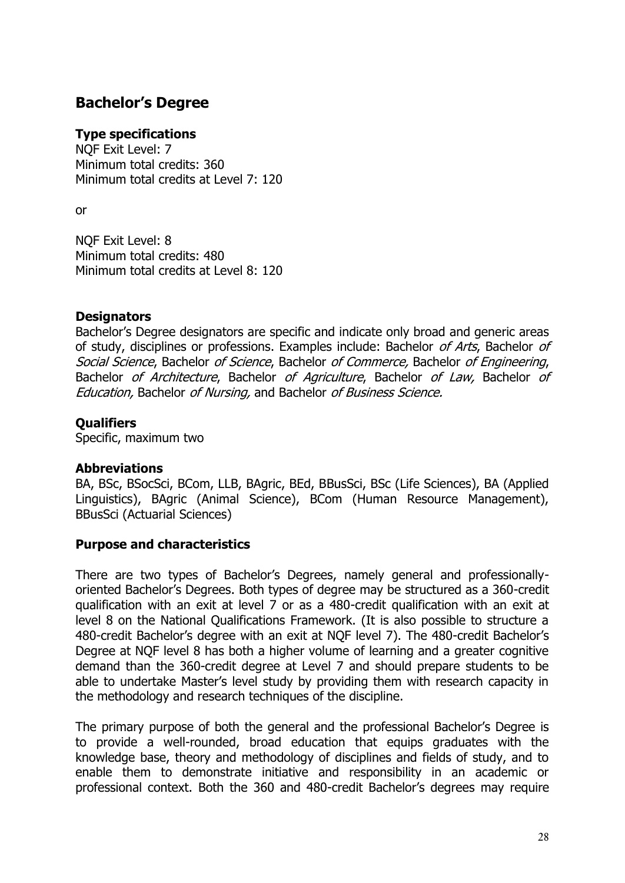## Bachelor's Degree

### Type specifications

NQF Exit Level: 7
Minimum total credits: 360
Minimum total credits at Level 7: 120

or

NQF Exit Level: 8
Minimum total credits: 480
Minimum total credits at Level 8: 120

### Designators

Bachelor's Degree designators are specific and indicate only broad and generic areas of study, disciplines or professions. Examples include: Bachelor *of Arts*, Bachelor *of Social Science*, Bachelor *of Science*, Bachelor *of Commerce,* Bachelor *of Engineering*, Bachelor *of Architecture*, Bachelor *of Agriculture*, Bachelor *of Law,* Bachelor *of Education,* Bachelor *of Nursing,* and Bachelor *of Business Science.*

### Qualifiers

Specific, maximum two

### Abbreviations

BA, BSc, BSocSci, BCom, LLB, BAgric, BEd, BBusSci, BSc (Life Sciences), BA (Applied Linguistics), BAgric (Animal Science), BCom (Human Resource Management), BBusSci (Actuarial Sciences)

### Purpose and characteristics

There are two types of Bachelor's Degrees, namely general and professionally-oriented Bachelor's Degrees. Both types of degree may be structured as a 360-credit qualification with an exit at level 7 or as a 480-credit qualification with an exit at level 8 on the National Qualifications Framework. (It is also possible to structure a 480-credit Bachelor's degree with an exit at NQF level 7). The 480-credit Bachelor's Degree at NQF level 8 has both a higher volume of learning and a greater cognitive demand than the 360-credit degree at Level 7 and should prepare students to be able to undertake Master's level study by providing them with research capacity in the methodology and research techniques of the discipline.

The primary purpose of both the general and the professional Bachelor's Degree is to provide a well-rounded, broad education that equips graduates with the knowledge base, theory and methodology of disciplines and fields of study, and to enable them to demonstrate initiative and responsibility in an academic or professional context. Both the 360 and 480-credit Bachelor's degrees may require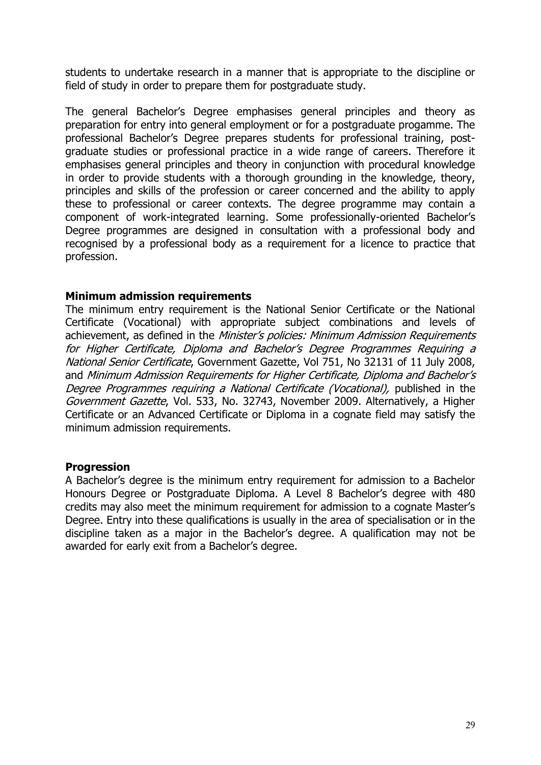students to undertake research in a manner that is appropriate to the discipline or field of study in order to prepare them for postgraduate study.

The general Bachelor's Degree emphasises general principles and theory as preparation for entry into general employment or for a postgraduate progamme. The professional Bachelor's Degree prepares students for professional training, post-graduate studies or professional practice in a wide range of careers. Therefore it emphasises general principles and theory in conjunction with procedural knowledge in order to provide students with a thorough grounding in the knowledge, theory, principles and skills of the profession or career concerned and the ability to apply these to professional or career contexts. The degree programme may contain a component of work-integrated learning. Some professionally-oriented Bachelor's Degree programmes are designed in consultation with a professional body and recognised by a professional body as a requirement for a licence to practice that profession.

**Minimum admission requirements**

The minimum entry requirement is the National Senior Certificate or the National Certificate (Vocational) with appropriate subject combinations and levels of achievement, as defined in the *Minister's policies: Minimum Admission Requirements for Higher Certificate, Diploma and Bachelor's Degree Programmes Requiring a National Senior Certificate*, Government Gazette, Vol 751, No 32131 of 11 July 2008, and *Minimum Admission Requirements for Higher Certificate, Diploma and Bachelor's Degree Programmes requiring a National Certificate (Vocational),* published in the *Government Gazette*, Vol. 533, No. 32743, November 2009. Alternatively, a Higher Certificate or an Advanced Certificate or Diploma in a cognate field may satisfy the minimum admission requirements.

**Progression**

A Bachelor's degree is the minimum entry requirement for admission to a Bachelor Honours Degree or Postgraduate Diploma. A Level 8 Bachelor's degree with 480 credits may also meet the minimum requirement for admission to a cognate Master's Degree. Entry into these qualifications is usually in the area of specialisation or in the discipline taken as a major in the Bachelor's degree. A qualification may not be awarded for early exit from a Bachelor's degree.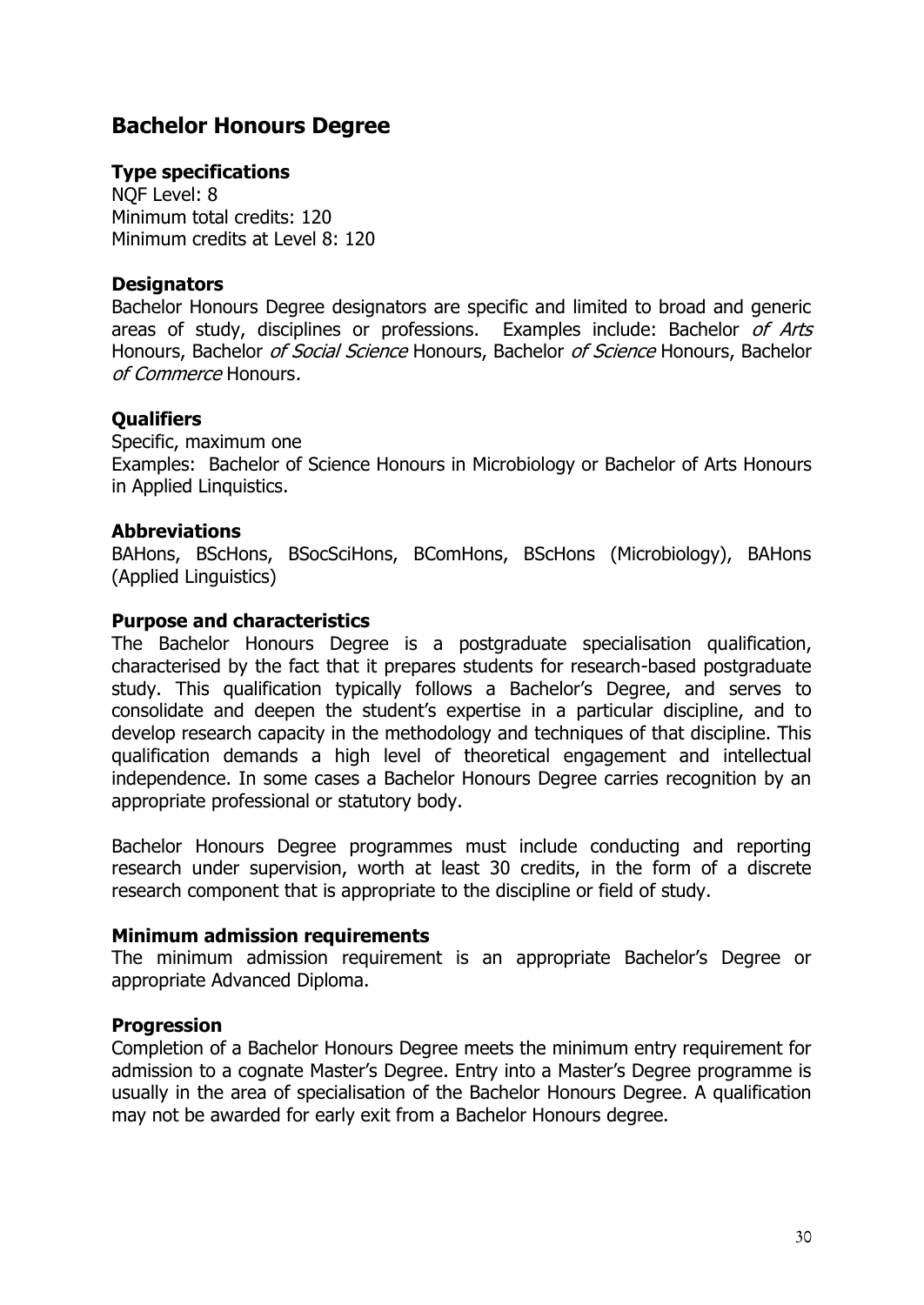## Bachelor Honours Degree

### Type specifications

NQF Level: 8
Minimum total credits: 120
Minimum credits at Level 8: 120

### Designators

Bachelor Honours Degree designators are specific and limited to broad and generic areas of study, disciplines or professions. Examples include: Bachelor *of Arts* Honours, Bachelor *of Social Science* Honours, Bachelor *of Science* Honours, Bachelor *of Commerce* Honours.

### Qualifiers

Specific, maximum one
Examples: Bachelor of Science Honours in Microbiology or Bachelor of Arts Honours in Applied Linquistics.

### Abbreviations

BAHons, BScHons, BSocSciHons, BComHons, BScHons (Microbiology), BAHons (Applied Linguistics)

### Purpose and characteristics

The Bachelor Honours Degree is a postgraduate specialisation qualification, characterised by the fact that it prepares students for research-based postgraduate study. This qualification typically follows a Bachelor's Degree, and serves to consolidate and deepen the student's expertise in a particular discipline, and to develop research capacity in the methodology and techniques of that discipline. This qualification demands a high level of theoretical engagement and intellectual independence. In some cases a Bachelor Honours Degree carries recognition by an appropriate professional or statutory body.

Bachelor Honours Degree programmes must include conducting and reporting research under supervision, worth at least 30 credits, in the form of a discrete research component that is appropriate to the discipline or field of study.

### Minimum admission requirements

The minimum admission requirement is an appropriate Bachelor's Degree or appropriate Advanced Diploma.

### Progression

Completion of a Bachelor Honours Degree meets the minimum entry requirement for admission to a cognate Master's Degree. Entry into a Master's Degree programme is usually in the area of specialisation of the Bachelor Honours Degree. A qualification may not be awarded for early exit from a Bachelor Honours degree.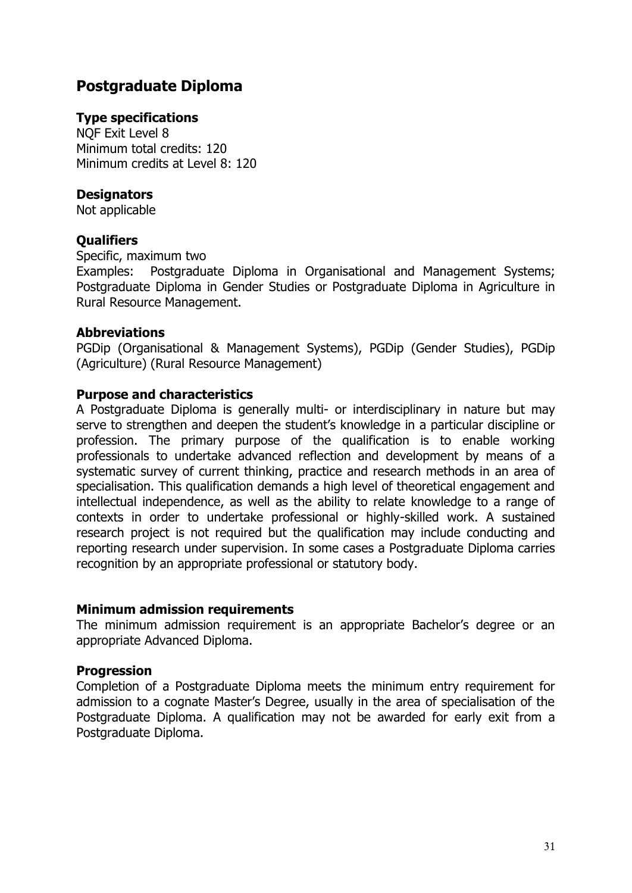## Postgraduate Diploma

### Type specifications

NQF Exit Level 8
Minimum total credits: 120
Minimum credits at Level 8: 120

### Designators

Not applicable

### Qualifiers

Specific, maximum two

Examples: Postgraduate Diploma in Organisational and Management Systems; Postgraduate Diploma in Gender Studies or Postgraduate Diploma in Agriculture in Rural Resource Management.

### Abbreviations

PGDip (Organisational & Management Systems), PGDip (Gender Studies), PGDip (Agriculture) (Rural Resource Management)

### Purpose and characteristics

A Postgraduate Diploma is generally multi- or interdisciplinary in nature but may serve to strengthen and deepen the student's knowledge in a particular discipline or profession. The primary purpose of the qualification is to enable working professionals to undertake advanced reflection and development by means of a systematic survey of current thinking, practice and research methods in an area of specialisation. This qualification demands a high level of theoretical engagement and intellectual independence, as well as the ability to relate knowledge to a range of contexts in order to undertake professional or highly-skilled work. A sustained research project is not required but the qualification may include conducting and reporting research under supervision. In some cases a Postgraduate Diploma carries recognition by an appropriate professional or statutory body.

### Minimum admission requirements

The minimum admission requirement is an appropriate Bachelor's degree or an appropriate Advanced Diploma.

### Progression

Completion of a Postgraduate Diploma meets the minimum entry requirement for admission to a cognate Master's Degree, usually in the area of specialisation of the Postgraduate Diploma. A qualification may not be awarded for early exit from a Postgraduate Diploma.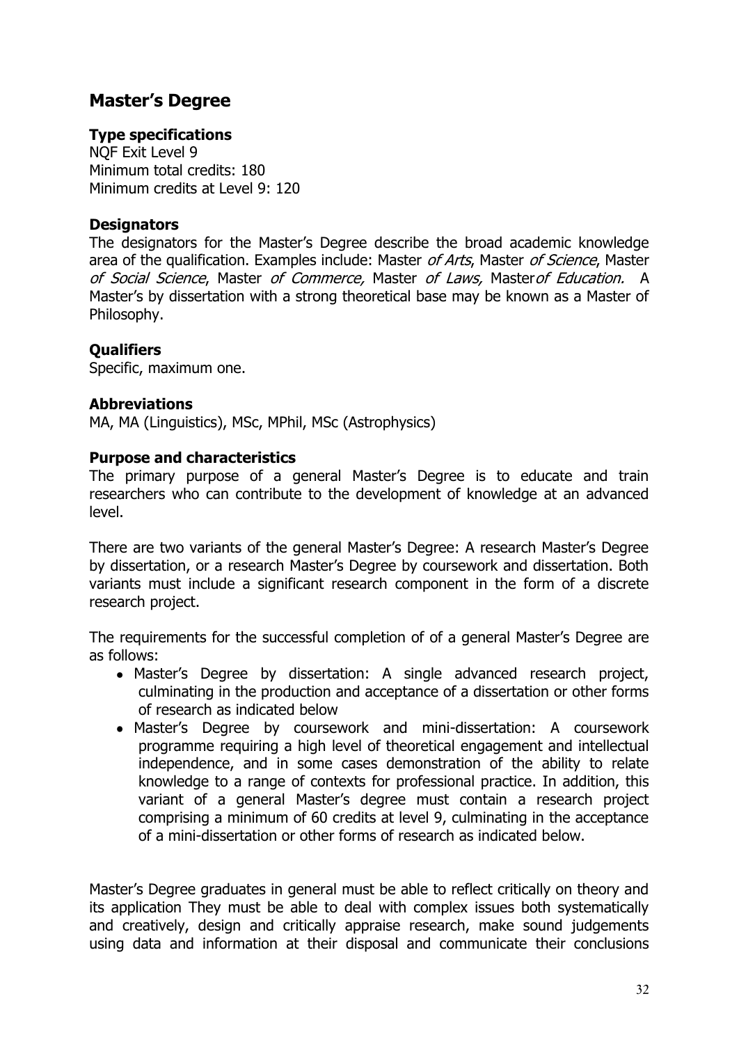## Master's Degree

### Type specifications

NQF Exit Level 9
Minimum total credits: 180
Minimum credits at Level 9: 120

### Designators

The designators for the Master's Degree describe the broad academic knowledge area of the qualification. Examples include: Master *of Arts*, Master *of Science*, Master *of Social Science*, Master *of Commerce,* Master *of Laws,* Master*of Education.* A Master's by dissertation with a strong theoretical base may be known as a Master of Philosophy.

### Qualifiers

Specific, maximum one.

### Abbreviations

MA, MA (Linguistics), MSc, MPhil, MSc (Astrophysics)

### Purpose and characteristics

The primary purpose of a general Master's Degree is to educate and train researchers who can contribute to the development of knowledge at an advanced level.

There are two variants of the general Master's Degree: A research Master's Degree by dissertation, or a research Master's Degree by coursework and dissertation. Both variants must include a significant research component in the form of a discrete research project.

The requirements for the successful completion of of a general Master's Degree are as follows:

- Master's Degree by dissertation: A single advanced research project, culminating in the production and acceptance of a dissertation or other forms of research as indicated below
- Master's Degree by coursework and mini-dissertation: A coursework programme requiring a high level of theoretical engagement and intellectual independence, and in some cases demonstration of the ability to relate knowledge to a range of contexts for professional practice. In addition, this variant of a general Master's degree must contain a research project comprising a minimum of 60 credits at level 9, culminating in the acceptance of a mini-dissertation or other forms of research as indicated below.

Master's Degree graduates in general must be able to reflect critically on theory and its application They must be able to deal with complex issues both systematically and creatively, design and critically appraise research, make sound judgements using data and information at their disposal and communicate their conclusions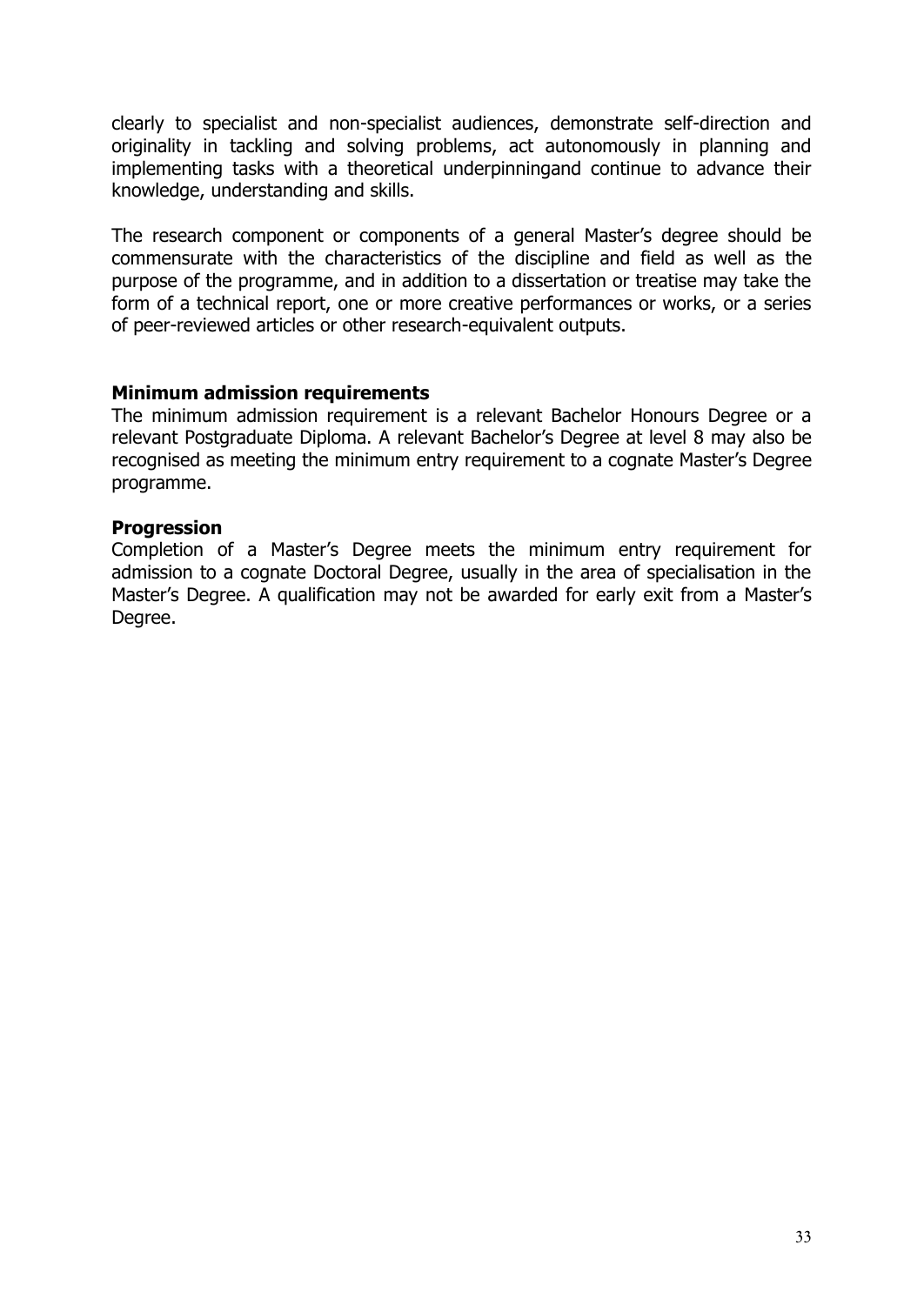clearly to specialist and non-specialist audiences, demonstrate self-direction and originality in tackling and solving problems, act autonomously in planning and implementing tasks with a theoretical underpinningand continue to advance their knowledge, understanding and skills.

The research component or components of a general Master's degree should be commensurate with the characteristics of the discipline and field as well as the purpose of the programme, and in addition to a dissertation or treatise may take the form of a technical report, one or more creative performances or works, or a series of peer-reviewed articles or other research-equivalent outputs.

**Minimum admission requirements**

The minimum admission requirement is a relevant Bachelor Honours Degree or a relevant Postgraduate Diploma. A relevant Bachelor's Degree at level 8 may also be recognised as meeting the minimum entry requirement to a cognate Master's Degree programme.

**Progression**

Completion of a Master's Degree meets the minimum entry requirement for admission to a cognate Doctoral Degree, usually in the area of specialisation in the Master's Degree. A qualification may not be awarded for early exit from a Master's Degree.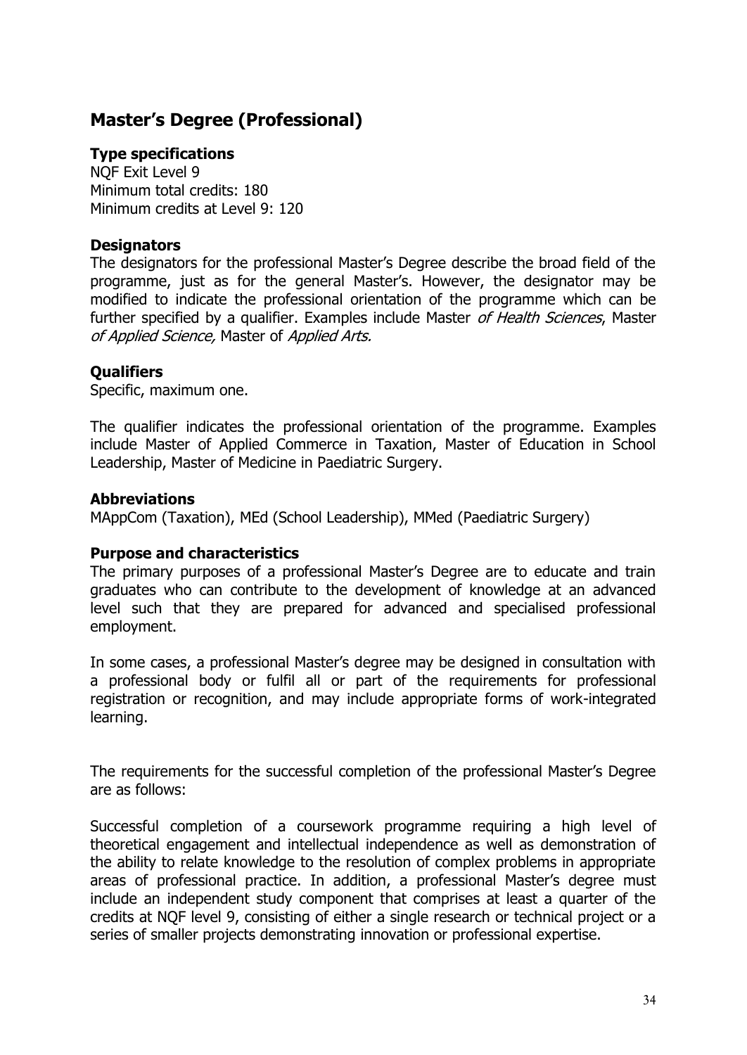## Master's Degree (Professional)

### Type specifications

NQF Exit Level 9
Minimum total credits: 180
Minimum credits at Level 9: 120

### Designators

The designators for the professional Master's Degree describe the broad field of the programme, just as for the general Master's. However, the designator may be modified to indicate the professional orientation of the programme which can be further specified by a qualifier. Examples include Master *of Health Sciences*, Master *of Applied Science,* Master of *Applied Arts.*

### Qualifiers

Specific, maximum one.

The qualifier indicates the professional orientation of the programme. Examples include Master of Applied Commerce in Taxation, Master of Education in School Leadership, Master of Medicine in Paediatric Surgery.

### Abbreviations

MAppCom (Taxation), MEd (School Leadership), MMed (Paediatric Surgery)

### Purpose and characteristics

The primary purposes of a professional Master's Degree are to educate and train graduates who can contribute to the development of knowledge at an advanced level such that they are prepared for advanced and specialised professional employment.

In some cases, a professional Master's degree may be designed in consultation with a professional body or fulfil all or part of the requirements for professional registration or recognition, and may include appropriate forms of work-integrated learning.

The requirements for the successful completion of the professional Master's Degree are as follows:

Successful completion of a coursework programme requiring a high level of theoretical engagement and intellectual independence as well as demonstration of the ability to relate knowledge to the resolution of complex problems in appropriate areas of professional practice. In addition, a professional Master's degree must include an independent study component that comprises at least a quarter of the credits at NQF level 9, consisting of either a single research or technical project or a series of smaller projects demonstrating innovation or professional expertise.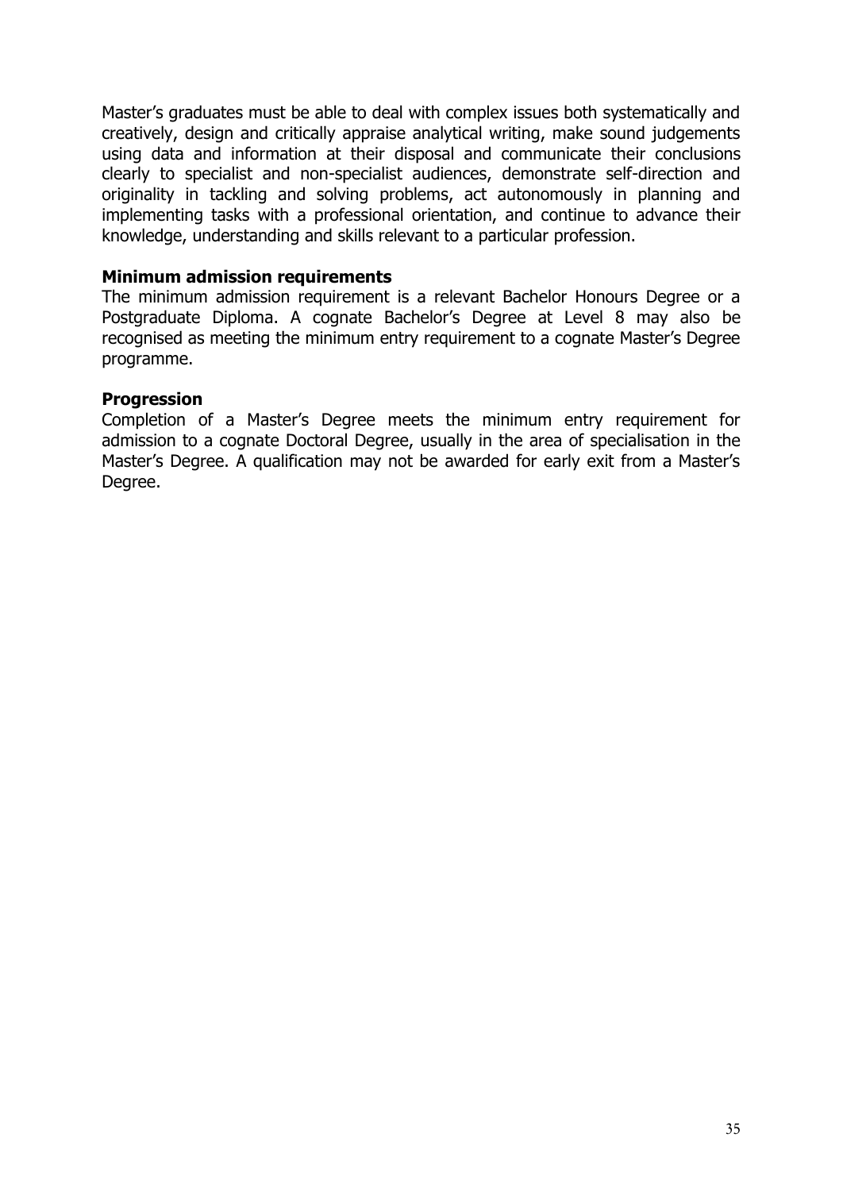Master's graduates must be able to deal with complex issues both systematically and creatively, design and critically appraise analytical writing, make sound judgements using data and information at their disposal and communicate their conclusions clearly to specialist and non-specialist audiences, demonstrate self-direction and originality in tackling and solving problems, act autonomously in planning and implementing tasks with a professional orientation, and continue to advance their knowledge, understanding and skills relevant to a particular profession.

**Minimum admission requirements**

The minimum admission requirement is a relevant Bachelor Honours Degree or a Postgraduate Diploma. A cognate Bachelor's Degree at Level 8 may also be recognised as meeting the minimum entry requirement to a cognate Master's Degree programme.

**Progression**

Completion of a Master's Degree meets the minimum entry requirement for admission to a cognate Doctoral Degree, usually in the area of specialisation in the Master's Degree. A qualification may not be awarded for early exit from a Master's Degree.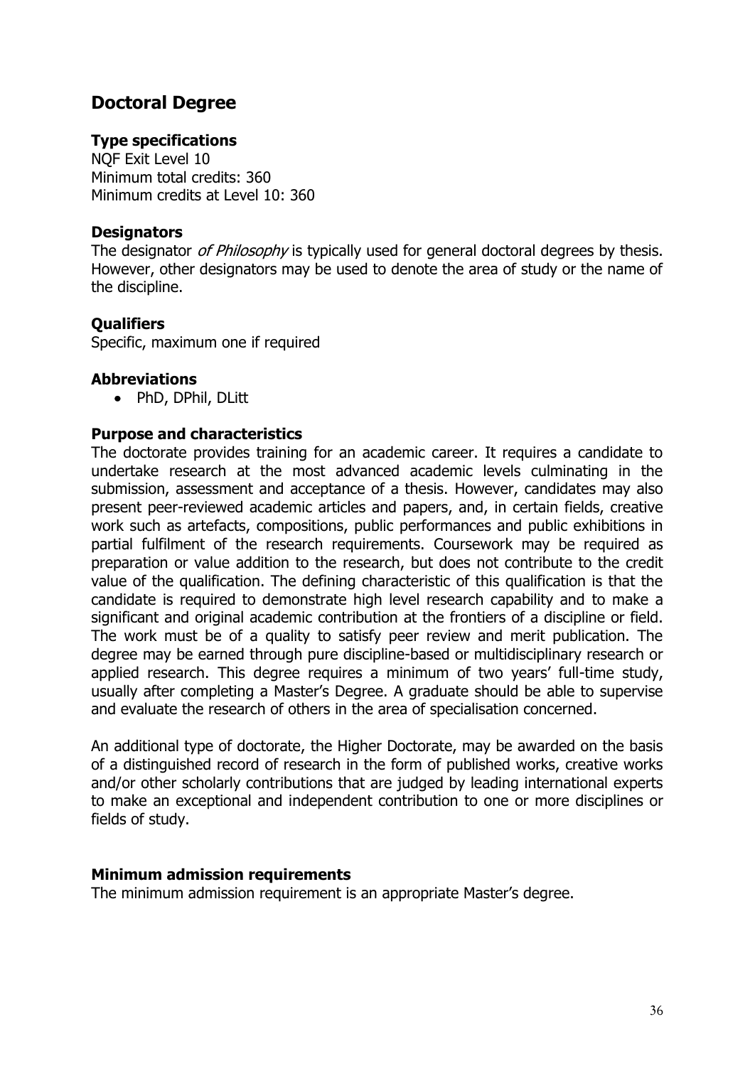## Doctoral Degree

### Type specifications

NQF Exit Level 10
Minimum total credits: 360
Minimum credits at Level 10: 360

### Designators

The designator *of Philosophy* is typically used for general doctoral degrees by thesis. However, other designators may be used to denote the area of study or the name of the discipline.

### Qualifiers

Specific, maximum one if required

### Abbreviations

- PhD, DPhil, DLitt

### Purpose and characteristics

The doctorate provides training for an academic career. It requires a candidate to undertake research at the most advanced academic levels culminating in the submission, assessment and acceptance of a thesis. However, candidates may also present peer-reviewed academic articles and papers, and, in certain fields, creative work such as artefacts, compositions, public performances and public exhibitions in partial fulfilment of the research requirements. Coursework may be required as preparation or value addition to the research, but does not contribute to the credit value of the qualification. The defining characteristic of this qualification is that the candidate is required to demonstrate high level research capability and to make a significant and original academic contribution at the frontiers of a discipline or field. The work must be of a quality to satisfy peer review and merit publication. The degree may be earned through pure discipline-based or multidisciplinary research or applied research. This degree requires a minimum of two years' full-time study, usually after completing a Master's Degree. A graduate should be able to supervise and evaluate the research of others in the area of specialisation concerned.

An additional type of doctorate, the Higher Doctorate, may be awarded on the basis of a distinguished record of research in the form of published works, creative works and/or other scholarly contributions that are judged by leading international experts to make an exceptional and independent contribution to one or more disciplines or fields of study.

### Minimum admission requirements

The minimum admission requirement is an appropriate Master's degree.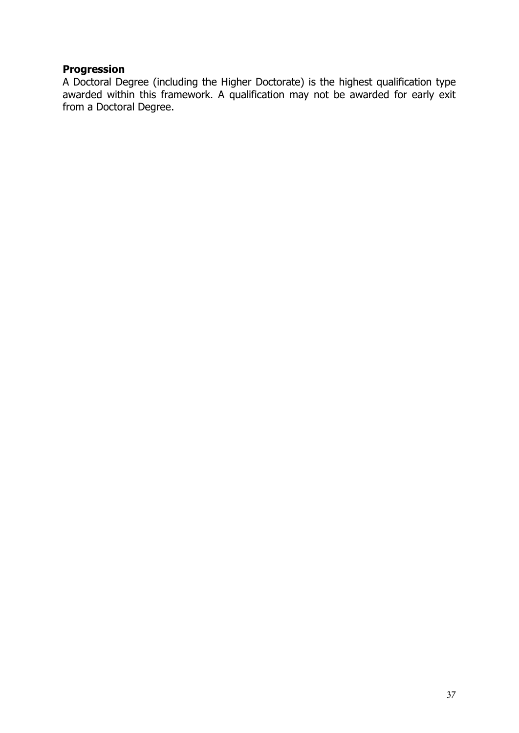**Progression**

A Doctoral Degree (including the Higher Doctorate) is the highest qualification type awarded within this framework. A qualification may not be awarded for early exit from a Doctoral Degree.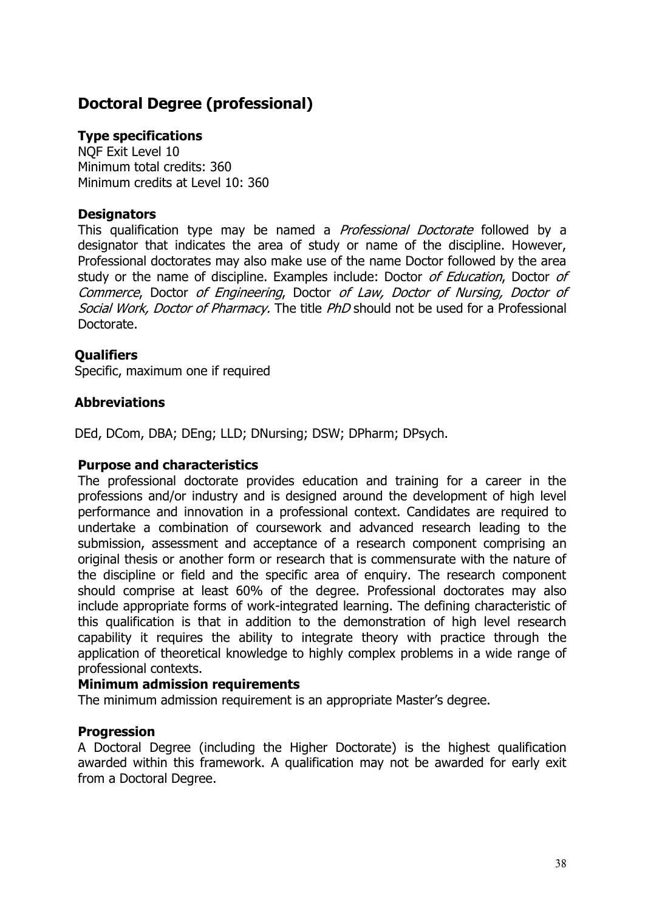## Doctoral Degree (professional)

### Type specifications

NQF Exit Level 10
Minimum total credits: 360
Minimum credits at Level 10: 360

### Designators

This qualification type may be named a *Professional Doctorate* followed by a designator that indicates the area of study or name of the discipline. However, Professional doctorates may also make use of the name Doctor followed by the area study or the name of discipline. Examples include: Doctor *of Education*, Doctor *of Commerce*, Doctor *of Engineering*, Doctor *of Law, Doctor of Nursing, Doctor of Social Work, Doctor of Pharmacy.* The title *PhD* should not be used for a Professional Doctorate.

### Qualifiers

Specific, maximum one if required

### Abbreviations

DEd, DCom, DBA; DEng; LLD; DNursing; DSW; DPharm; DPsych.

### Purpose and characteristics

The professional doctorate provides education and training for a career in the professions and/or industry and is designed around the development of high level performance and innovation in a professional context. Candidates are required to undertake a combination of coursework and advanced research leading to the submission, assessment and acceptance of a research component comprising an original thesis or another form or research that is commensurate with the nature of the discipline or field and the specific area of enquiry. The research component should comprise at least 60% of the degree. Professional doctorates may also include appropriate forms of work-integrated learning. The defining characteristic of this qualification is that in addition to the demonstration of high level research capability it requires the ability to integrate theory with practice through the application of theoretical knowledge to highly complex problems in a wide range of professional contexts.

### Minimum admission requirements

The minimum admission requirement is an appropriate Master's degree.

### Progression

A Doctoral Degree (including the Higher Doctorate) is the highest qualification awarded within this framework. A qualification may not be awarded for early exit from a Doctoral Degree.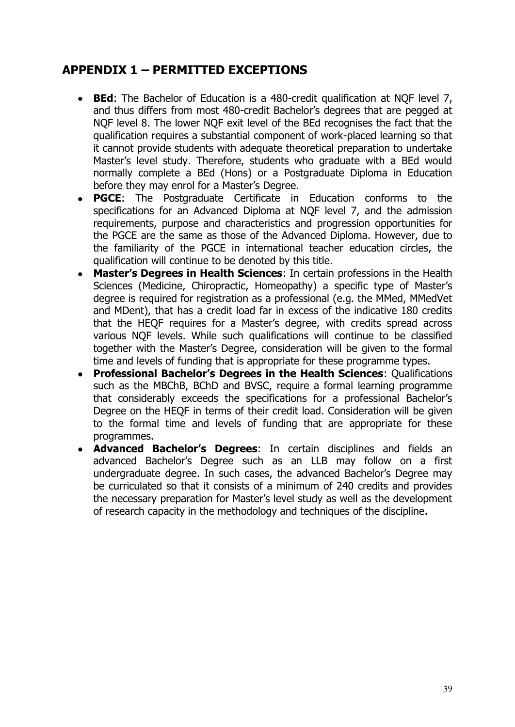## APPENDIX 1 – PERMITTED EXCEPTIONS

- **BEd**: The Bachelor of Education is a 480-credit qualification at NQF level 7, and thus differs from most 480-credit Bachelor's degrees that are pegged at NQF level 8. The lower NQF exit level of the BEd recognises the fact that the qualification requires a substantial component of work-placed learning so that it cannot provide students with adequate theoretical preparation to undertake Master's level study. Therefore, students who graduate with a BEd would normally complete a BEd (Hons) or a Postgraduate Diploma in Education before they may enrol for a Master's Degree.
- **PGCE**: The Postgraduate Certificate in Education conforms to the specifications for an Advanced Diploma at NQF level 7, and the admission requirements, purpose and characteristics and progression opportunities for the PGCE are the same as those of the Advanced Diploma. However, due to the familiarity of the PGCE in international teacher education circles, the qualification will continue to be denoted by this title.
- **Master's Degrees in Health Sciences**: In certain professions in the Health Sciences (Medicine, Chiropractic, Homeopathy) a specific type of Master's degree is required for registration as a professional (e.g. the MMed, MMedVet and MDent), that has a credit load far in excess of the indicative 180 credits that the HEQF requires for a Master's degree, with credits spread across various NQF levels. While such qualifications will continue to be classified together with the Master's Degree, consideration will be given to the formal time and levels of funding that is appropriate for these programme types.
- **Professional Bachelor's Degrees in the Health Sciences**: Qualifications such as the MBChB, BChD and BVSC, require a formal learning programme that considerably exceeds the specifications for a professional Bachelor's Degree on the HEQF in terms of their credit load. Consideration will be given to the formal time and levels of funding that are appropriate for these programmes.
- **Advanced Bachelor's Degrees**: In certain disciplines and fields an advanced Bachelor's Degree such as an LLB may follow on a first undergraduate degree. In such cases, the advanced Bachelor's Degree may be curriculated so that it consists of a minimum of 240 credits and provides the necessary preparation for Master's level study as well as the development of research capacity in the methodology and techniques of the discipline.